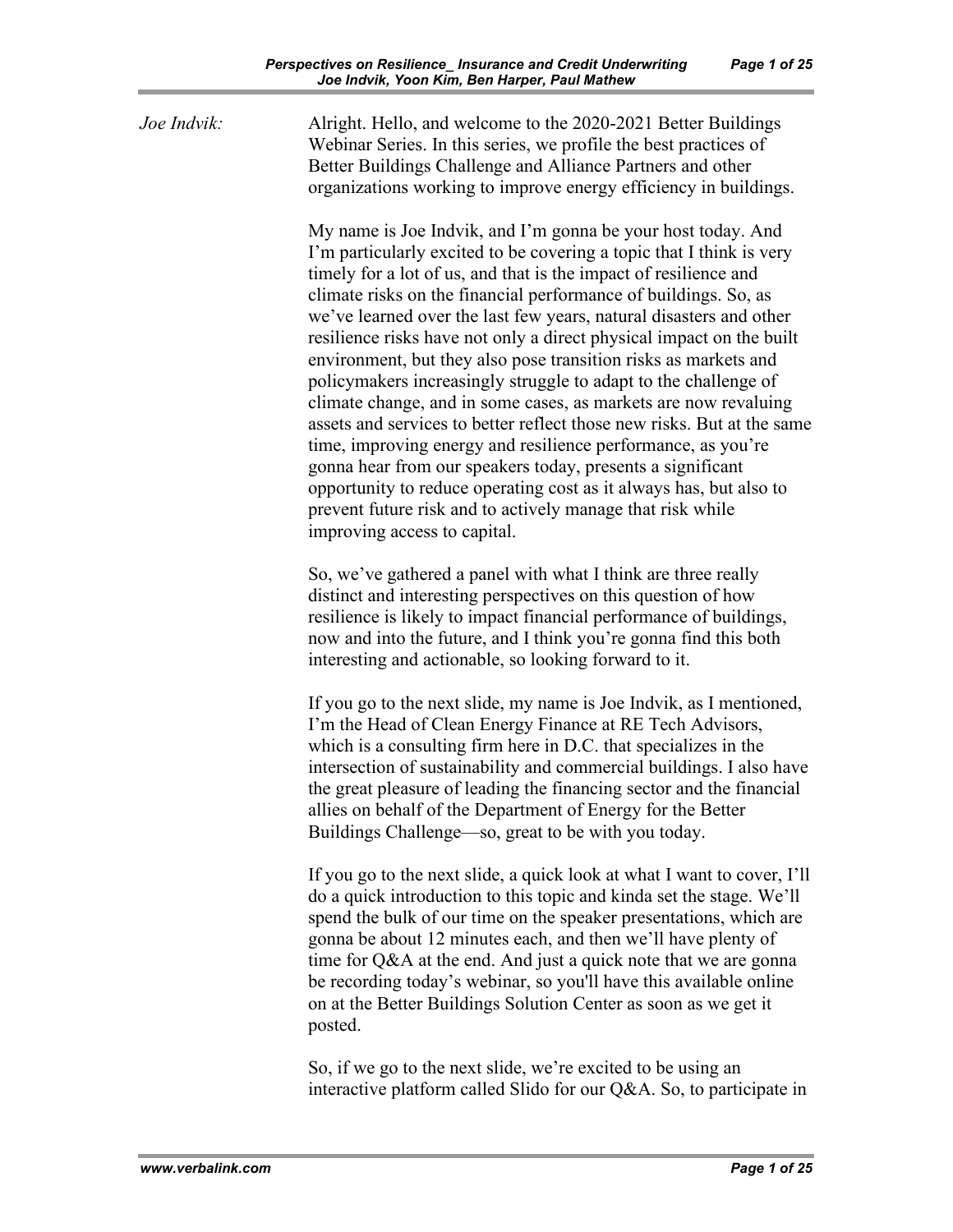*Joe Indvik:* Alright. Hello, and welcome to the 2020-2021 Better Buildings Webinar Series. In this series, we profile the best practices of Better Buildings Challenge and Alliance Partners and other organizations working to improve energy efficiency in buildings.

My name is Joe Indvik, and I'm gonna be your host today. And I'm particularly excited to be covering a topic that I think is very timely for a lot of us, and that is the impact of resilience and climate risks on the financial performance of buildings. So, as we've learned over the last few years, natural disasters and other resilience risks have not only a direct physical impact on the built environment, but they also pose transition risks as markets and policymakers increasingly struggle to adapt to the challenge of climate change, and in some cases, as markets are now revaluing assets and services to better reflect those new risks. But at the same time, improving energy and resilience performance, as you're gonna hear from our speakers today, presents a significant opportunity to reduce operating cost as it always has, but also to prevent future risk and to actively manage that risk while improving access to capital.

So, we've gathered a panel with what I think are three really distinct and interesting perspectives on this question of how resilience is likely to impact financial performance of buildings, now and into the future, and I think you're gonna find this both interesting and actionable, so looking forward to it.

If you go to the next slide, my name is Joe Indvik, as I mentioned, I'm the Head of Clean Energy Finance at RE Tech Advisors, which is a consulting firm here in D.C. that specializes in the intersection of sustainability and commercial buildings. I also have the great pleasure of leading the financing sector and the financial allies on behalf of the Department of Energy for the Better Buildings Challenge—so, great to be with you today.

If you go to the next slide, a quick look at what I want to cover, I'll do a quick introduction to this topic and kinda set the stage. We'll spend the bulk of our time on the speaker presentations, which are gonna be about 12 minutes each, and then we'll have plenty of time for Q&A at the end. And just a quick note that we are gonna be recording today's webinar, so you'll have this available online on at the Better Buildings Solution Center as soon as we get it posted.

So, if we go to the next slide, we're excited to be using an interactive platform called Slido for our Q&A. So, to participate in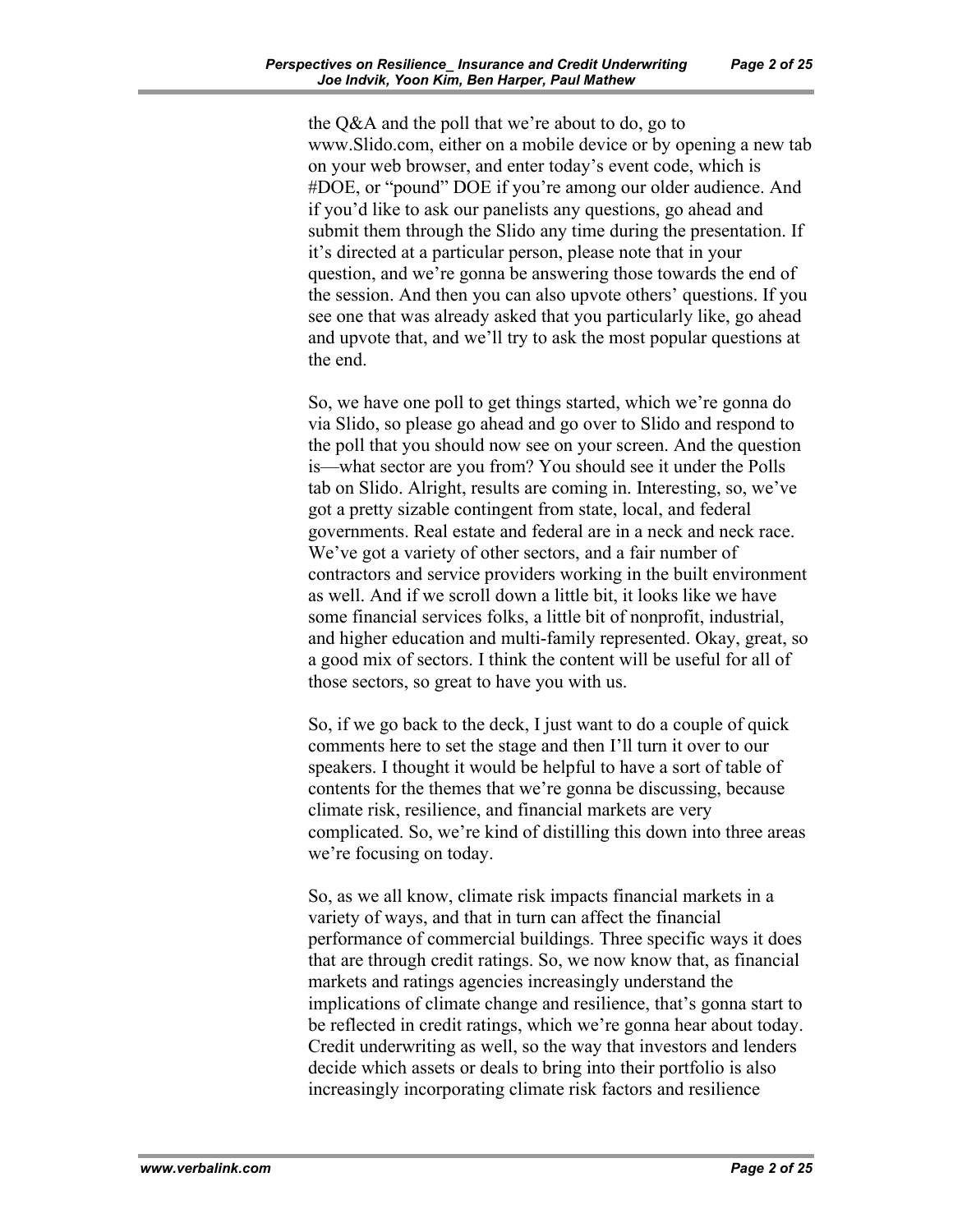the Q&A and the poll that we're about to do, go to www.Slido.com, either on a mobile device or by opening a new tab on your web browser, and enter today's event code, which is #DOE, or "pound" DOE if you're among our older audience. And if you'd like to ask our panelists any questions, go ahead and submit them through the Slido any time during the presentation. If it's directed at a particular person, please note that in your question, and we're gonna be answering those towards the end of the session. And then you can also upvote others' questions. If you see one that was already asked that you particularly like, go ahead and upvote that, and we'll try to ask the most popular questions at the end.

So, we have one poll to get things started, which we're gonna do via Slido, so please go ahead and go over to Slido and respond to the poll that you should now see on your screen. And the question is—what sector are you from? You should see it under the Polls tab on Slido. Alright, results are coming in. Interesting, so, we've got a pretty sizable contingent from state, local, and federal governments. Real estate and federal are in a neck and neck race. We've got a variety of other sectors, and a fair number of contractors and service providers working in the built environment as well. And if we scroll down a little bit, it looks like we have some financial services folks, a little bit of nonprofit, industrial, and higher education and multi-family represented. Okay, great, so a good mix of sectors. I think the content will be useful for all of those sectors, so great to have you with us.

So, if we go back to the deck, I just want to do a couple of quick comments here to set the stage and then I'll turn it over to our speakers. I thought it would be helpful to have a sort of table of contents for the themes that we're gonna be discussing, because climate risk, resilience, and financial markets are very complicated. So, we're kind of distilling this down into three areas we're focusing on today.

So, as we all know, climate risk impacts financial markets in a variety of ways, and that in turn can affect the financial performance of commercial buildings. Three specific ways it does that are through credit ratings. So, we now know that, as financial markets and ratings agencies increasingly understand the implications of climate change and resilience, that's gonna start to be reflected in credit ratings, which we're gonna hear about today. Credit underwriting as well, so the way that investors and lenders decide which assets or deals to bring into their portfolio is also increasingly incorporating climate risk factors and resilience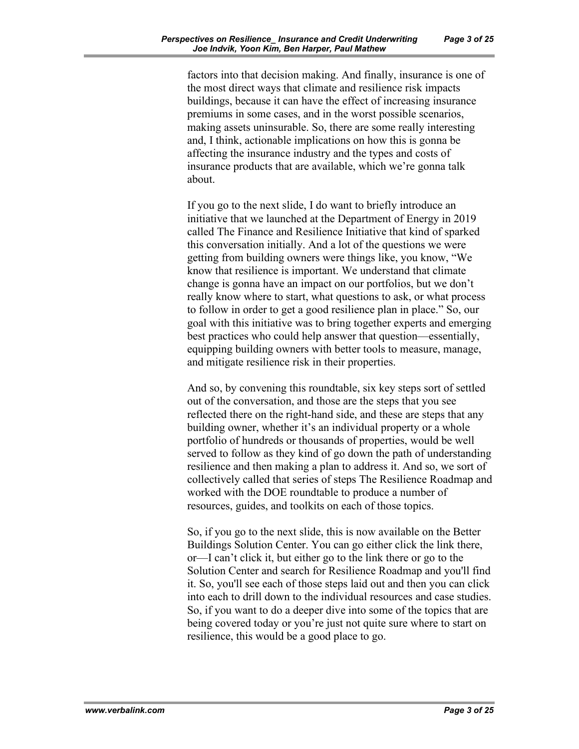factors into that decision making. And finally, insurance is one of the most direct ways that climate and resilience risk impacts buildings, because it can have the effect of increasing insurance premiums in some cases, and in the worst possible scenarios, making assets uninsurable. So, there are some really interesting and, I think, actionable implications on how this is gonna be affecting the insurance industry and the types and costs of insurance products that are available, which we're gonna talk about.

If you go to the next slide, I do want to briefly introduce an initiative that we launched at the Department of Energy in 2019 called The Finance and Resilience Initiative that kind of sparked this conversation initially. And a lot of the questions we were getting from building owners were things like, you know, "We know that resilience is important. We understand that climate change is gonna have an impact on our portfolios, but we don't really know where to start, what questions to ask, or what process to follow in order to get a good resilience plan in place." So, our goal with this initiative was to bring together experts and emerging best practices who could help answer that question—essentially, equipping building owners with better tools to measure, manage, and mitigate resilience risk in their properties.

And so, by convening this roundtable, six key steps sort of settled out of the conversation, and those are the steps that you see reflected there on the right-hand side, and these are steps that any building owner, whether it's an individual property or a whole portfolio of hundreds or thousands of properties, would be well served to follow as they kind of go down the path of understanding resilience and then making a plan to address it. And so, we sort of collectively called that series of steps The Resilience Roadmap and worked with the DOE roundtable to produce a number of resources, guides, and toolkits on each of those topics.

So, if you go to the next slide, this is now available on the Better Buildings Solution Center. You can go either click the link there, or—I can't click it, but either go to the link there or go to the Solution Center and search for Resilience Roadmap and you'll find it. So, you'll see each of those steps laid out and then you can click into each to drill down to the individual resources and case studies. So, if you want to do a deeper dive into some of the topics that are being covered today or you're just not quite sure where to start on resilience, this would be a good place to go.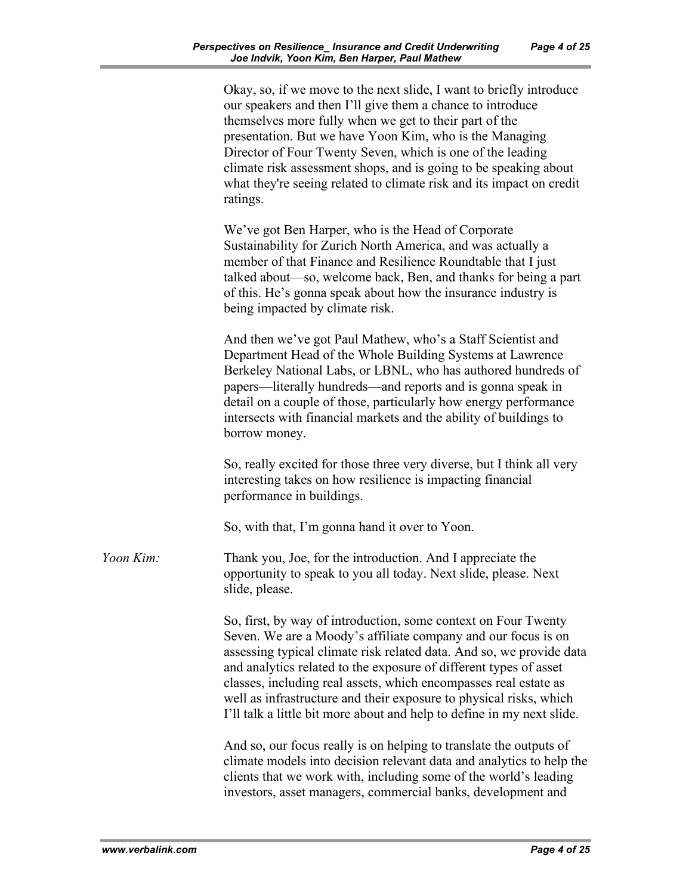Okay, so, if we move to the next slide, I want to briefly introduce our speakers and then I'll give them a chance to introduce themselves more fully when we get to their part of the presentation. But we have Yoon Kim, who is the Managing Director of Four Twenty Seven, which is one of the leading climate risk assessment shops, and is going to be speaking about what they're seeing related to climate risk and its impact on credit ratings.

We've got Ben Harper, who is the Head of Corporate Sustainability for Zurich North America, and was actually a member of that Finance and Resilience Roundtable that I just talked about—so, welcome back, Ben, and thanks for being a part of this. He's gonna speak about how the insurance industry is being impacted by climate risk.

And then we've got Paul Mathew, who's a Staff Scientist and Department Head of the Whole Building Systems at Lawrence Berkeley National Labs, or LBNL, who has authored hundreds of papers—literally hundreds—and reports and is gonna speak in detail on a couple of those, particularly how energy performance intersects with financial markets and the ability of buildings to borrow money.

So, really excited for those three very diverse, but I think all very interesting takes on how resilience is impacting financial performance in buildings.

So, with that, I'm gonna hand it over to Yoon.

*Yoon Kim:* Thank you, Joe, for the introduction. And I appreciate the opportunity to speak to you all today. Next slide, please. Next slide, please.

So, first, by way of introduction, some context on Four Twenty Seven. We are a Moody's affiliate company and our focus is on assessing typical climate risk related data. And so, we provide data and analytics related to the exposure of different types of asset classes, including real assets, which encompasses real estate as well as infrastructure and their exposure to physical risks, which I'll talk a little bit more about and help to define in my next slide.

And so, our focus really is on helping to translate the outputs of climate models into decision relevant data and analytics to help the clients that we work with, including some of the world's leading investors, asset managers, commercial banks, development and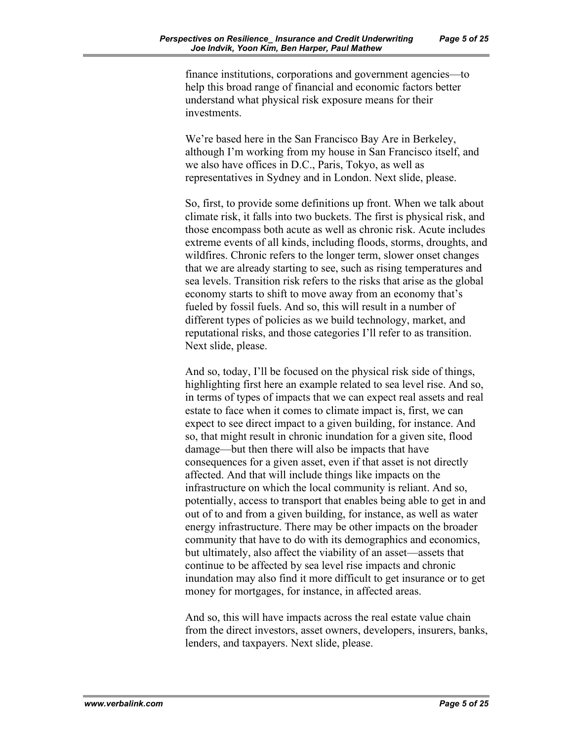finance institutions, corporations and government agencies—to help this broad range of financial and economic factors better understand what physical risk exposure means for their investments.

We're based here in the San Francisco Bay Are in Berkeley, although I'm working from my house in San Francisco itself, and we also have offices in D.C., Paris, Tokyo, as well as representatives in Sydney and in London. Next slide, please.

So, first, to provide some definitions up front. When we talk about climate risk, it falls into two buckets. The first is physical risk, and those encompass both acute as well as chronic risk. Acute includes extreme events of all kinds, including floods, storms, droughts, and wildfires. Chronic refers to the longer term, slower onset changes that we are already starting to see, such as rising temperatures and sea levels. Transition risk refers to the risks that arise as the global economy starts to shift to move away from an economy that's fueled by fossil fuels. And so, this will result in a number of different types of policies as we build technology, market, and reputational risks, and those categories I'll refer to as transition. Next slide, please.

And so, today, I'll be focused on the physical risk side of things, highlighting first here an example related to sea level rise. And so, in terms of types of impacts that we can expect real assets and real estate to face when it comes to climate impact is, first, we can expect to see direct impact to a given building, for instance. And so, that might result in chronic inundation for a given site, flood damage—but then there will also be impacts that have consequences for a given asset, even if that asset is not directly affected. And that will include things like impacts on the infrastructure on which the local community is reliant. And so, potentially, access to transport that enables being able to get in and out of to and from a given building, for instance, as well as water energy infrastructure. There may be other impacts on the broader community that have to do with its demographics and economics, but ultimately, also affect the viability of an asset—assets that continue to be affected by sea level rise impacts and chronic inundation may also find it more difficult to get insurance or to get money for mortgages, for instance, in affected areas.

And so, this will have impacts across the real estate value chain from the direct investors, asset owners, developers, insurers, banks, lenders, and taxpayers. Next slide, please.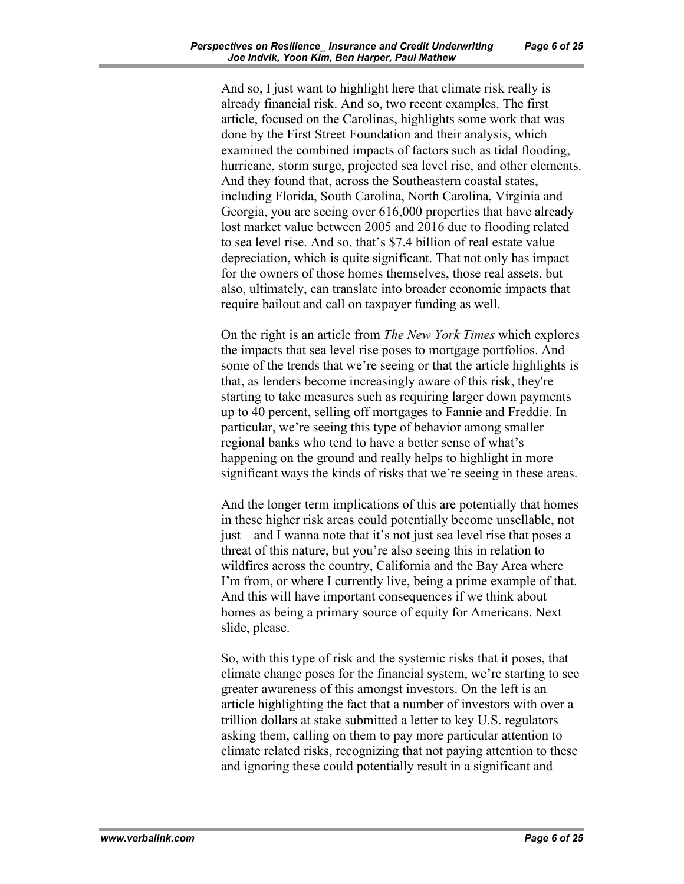And so, I just want to highlight here that climate risk really is already financial risk. And so, two recent examples. The first article, focused on the Carolinas, highlights some work that was done by the First Street Foundation and their analysis, which examined the combined impacts of factors such as tidal flooding, hurricane, storm surge, projected sea level rise, and other elements. And they found that, across the Southeastern coastal states, including Florida, South Carolina, North Carolina, Virginia and Georgia, you are seeing over 616,000 properties that have already lost market value between 2005 and 2016 due to flooding related to sea level rise. And so, that's $7.4 billion of real estate value depreciation, which is quite significant. That not only has impact for the owners of those homes themselves, those real assets, but also, ultimately, can translate into broader economic impacts that require bailout and call on taxpayer funding as well.

On the right is an article from *The New York Times* which explores the impacts that sea level rise poses to mortgage portfolios. And some of the trends that we're seeing or that the article highlights is that, as lenders become increasingly aware of this risk, they're starting to take measures such as requiring larger down payments up to 40 percent, selling off mortgages to Fannie and Freddie. In particular, we're seeing this type of behavior among smaller regional banks who tend to have a better sense of what's happening on the ground and really helps to highlight in more significant ways the kinds of risks that we're seeing in these areas.

And the longer term implications of this are potentially that homes in these higher risk areas could potentially become unsellable, not just—and I wanna note that it's not just sea level rise that poses a threat of this nature, but you're also seeing this in relation to wildfires across the country, California and the Bay Area where I'm from, or where I currently live, being a prime example of that. And this will have important consequences if we think about homes as being a primary source of equity for Americans. Next slide, please.

So, with this type of risk and the systemic risks that it poses, that climate change poses for the financial system, we're starting to see greater awareness of this amongst investors. On the left is an article highlighting the fact that a number of investors with over a trillion dollars at stake submitted a letter to key U.S. regulators asking them, calling on them to pay more particular attention to climate related risks, recognizing that not paying attention to these and ignoring these could potentially result in a significant and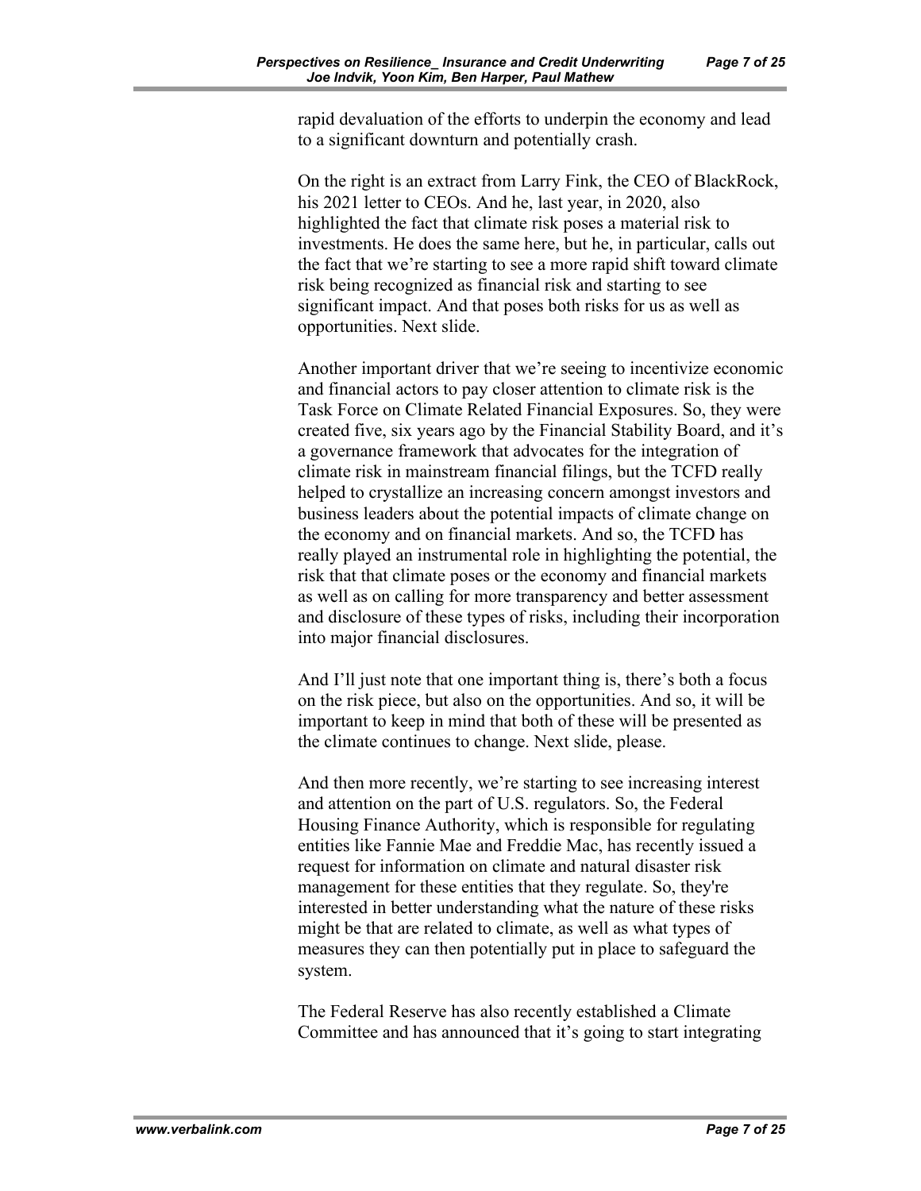rapid devaluation of the efforts to underpin the economy and lead to a significant downturn and potentially crash.

On the right is an extract from Larry Fink, the CEO of BlackRock, his 2021 letter to CEOs. And he, last year, in 2020, also highlighted the fact that climate risk poses a material risk to investments. He does the same here, but he, in particular, calls out the fact that we're starting to see a more rapid shift toward climate risk being recognized as financial risk and starting to see significant impact. And that poses both risks for us as well as opportunities. Next slide.

Another important driver that we're seeing to incentivize economic and financial actors to pay closer attention to climate risk is the Task Force on Climate Related Financial Exposures. So, they were created five, six years ago by the Financial Stability Board, and it's a governance framework that advocates for the integration of climate risk in mainstream financial filings, but the TCFD really helped to crystallize an increasing concern amongst investors and business leaders about the potential impacts of climate change on the economy and on financial markets. And so, the TCFD has really played an instrumental role in highlighting the potential, the risk that that climate poses or the economy and financial markets as well as on calling for more transparency and better assessment and disclosure of these types of risks, including their incorporation into major financial disclosures.

And I'll just note that one important thing is, there's both a focus on the risk piece, but also on the opportunities. And so, it will be important to keep in mind that both of these will be presented as the climate continues to change. Next slide, please.

And then more recently, we're starting to see increasing interest and attention on the part of U.S. regulators. So, the Federal Housing Finance Authority, which is responsible for regulating entities like Fannie Mae and Freddie Mac, has recently issued a request for information on climate and natural disaster risk management for these entities that they regulate. So, they're interested in better understanding what the nature of these risks might be that are related to climate, as well as what types of measures they can then potentially put in place to safeguard the system.

The Federal Reserve has also recently established a Climate Committee and has announced that it's going to start integrating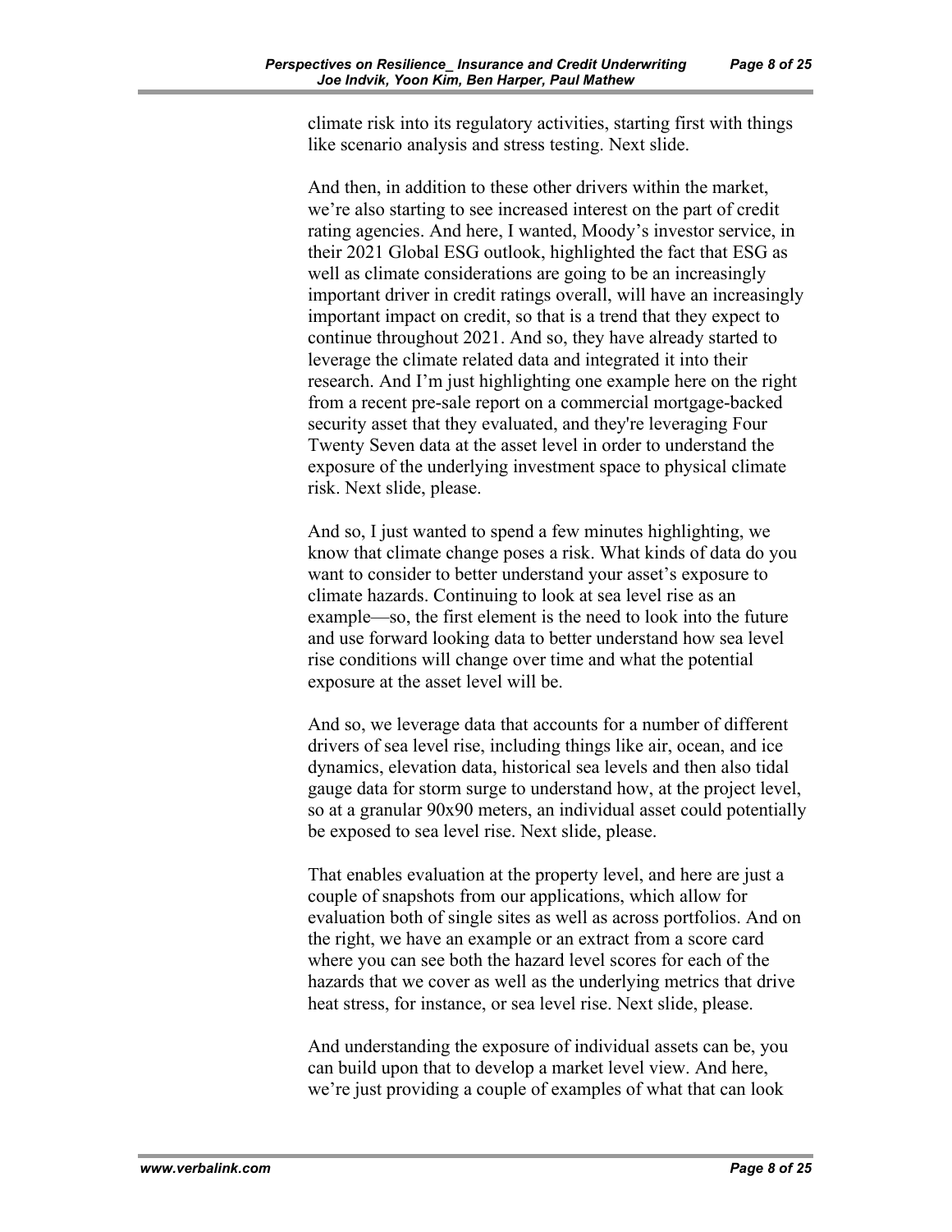climate risk into its regulatory activities, starting first with things like scenario analysis and stress testing. Next slide.

And then, in addition to these other drivers within the market, we're also starting to see increased interest on the part of credit rating agencies. And here, I wanted, Moody's investor service, in their 2021 Global ESG outlook, highlighted the fact that ESG as well as climate considerations are going to be an increasingly important driver in credit ratings overall, will have an increasingly important impact on credit, so that is a trend that they expect to continue throughout 2021. And so, they have already started to leverage the climate related data and integrated it into their research. And I'm just highlighting one example here on the right from a recent pre-sale report on a commercial mortgage-backed security asset that they evaluated, and they're leveraging Four Twenty Seven data at the asset level in order to understand the exposure of the underlying investment space to physical climate risk. Next slide, please.

And so, I just wanted to spend a few minutes highlighting, we know that climate change poses a risk. What kinds of data do you want to consider to better understand your asset's exposure to climate hazards. Continuing to look at sea level rise as an example—so, the first element is the need to look into the future and use forward looking data to better understand how sea level rise conditions will change over time and what the potential exposure at the asset level will be.

And so, we leverage data that accounts for a number of different drivers of sea level rise, including things like air, ocean, and ice dynamics, elevation data, historical sea levels and then also tidal gauge data for storm surge to understand how, at the project level, so at a granular 90x90 meters, an individual asset could potentially be exposed to sea level rise. Next slide, please.

That enables evaluation at the property level, and here are just a couple of snapshots from our applications, which allow for evaluation both of single sites as well as across portfolios. And on the right, we have an example or an extract from a score card where you can see both the hazard level scores for each of the hazards that we cover as well as the underlying metrics that drive heat stress, for instance, or sea level rise. Next slide, please.

And understanding the exposure of individual assets can be, you can build upon that to develop a market level view. And here, we're just providing a couple of examples of what that can look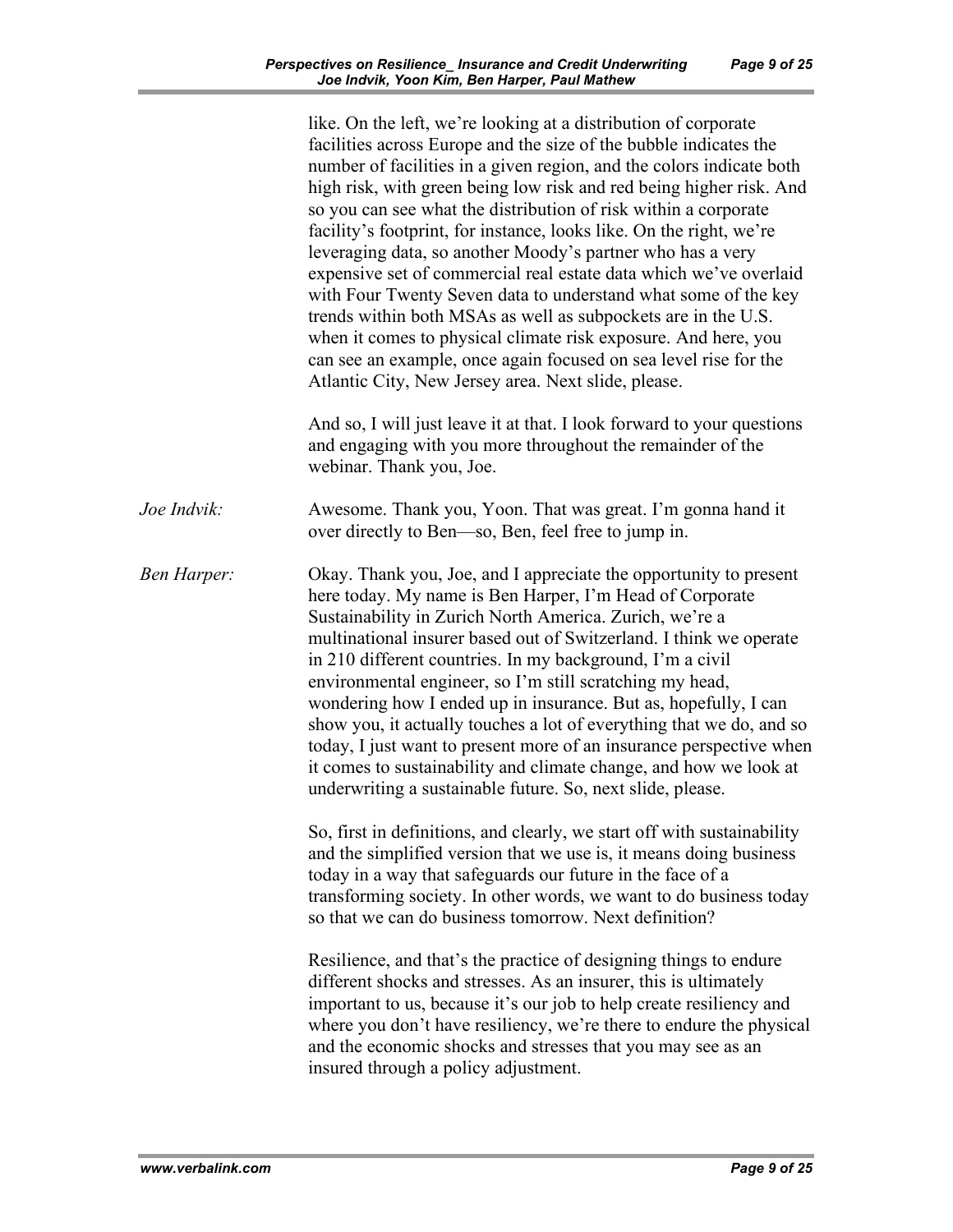like. On the left, we're looking at a distribution of corporate facilities across Europe and the size of the bubble indicates the number of facilities in a given region, and the colors indicate both high risk, with green being low risk and red being higher risk. And so you can see what the distribution of risk within a corporate facility's footprint, for instance, looks like. On the right, we're leveraging data, so another Moody's partner who has a very expensive set of commercial real estate data which we've overlaid with Four Twenty Seven data to understand what some of the key trends within both MSAs as well as subpockets are in the U.S. when it comes to physical climate risk exposure. And here, you can see an example, once again focused on sea level rise for the Atlantic City, New Jersey area. Next slide, please.

And so, I will just leave it at that. I look forward to your questions and engaging with you more throughout the remainder of the webinar. Thank you, Joe.

*Joe Indvik:* Awesome. Thank you, Yoon. That was great. I'm gonna hand it over directly to Ben—so, Ben, feel free to jump in.

*Ben Harper:* Okay. Thank you, Joe, and I appreciate the opportunity to present here today. My name is Ben Harper, I'm Head of Corporate Sustainability in Zurich North America. Zurich, we're a multinational insurer based out of Switzerland. I think we operate in 210 different countries. In my background, I'm a civil environmental engineer, so I'm still scratching my head, wondering how I ended up in insurance. But as, hopefully, I can show you, it actually touches a lot of everything that we do, and so today, I just want to present more of an insurance perspective when it comes to sustainability and climate change, and how we look at underwriting a sustainable future. So, next slide, please.

So, first in definitions, and clearly, we start off with sustainability and the simplified version that we use is, it means doing business today in a way that safeguards our future in the face of a transforming society. In other words, we want to do business today so that we can do business tomorrow. Next definition?

Resilience, and that's the practice of designing things to endure different shocks and stresses. As an insurer, this is ultimately important to us, because it's our job to help create resiliency and where you don't have resiliency, we're there to endure the physical and the economic shocks and stresses that you may see as an insured through a policy adjustment.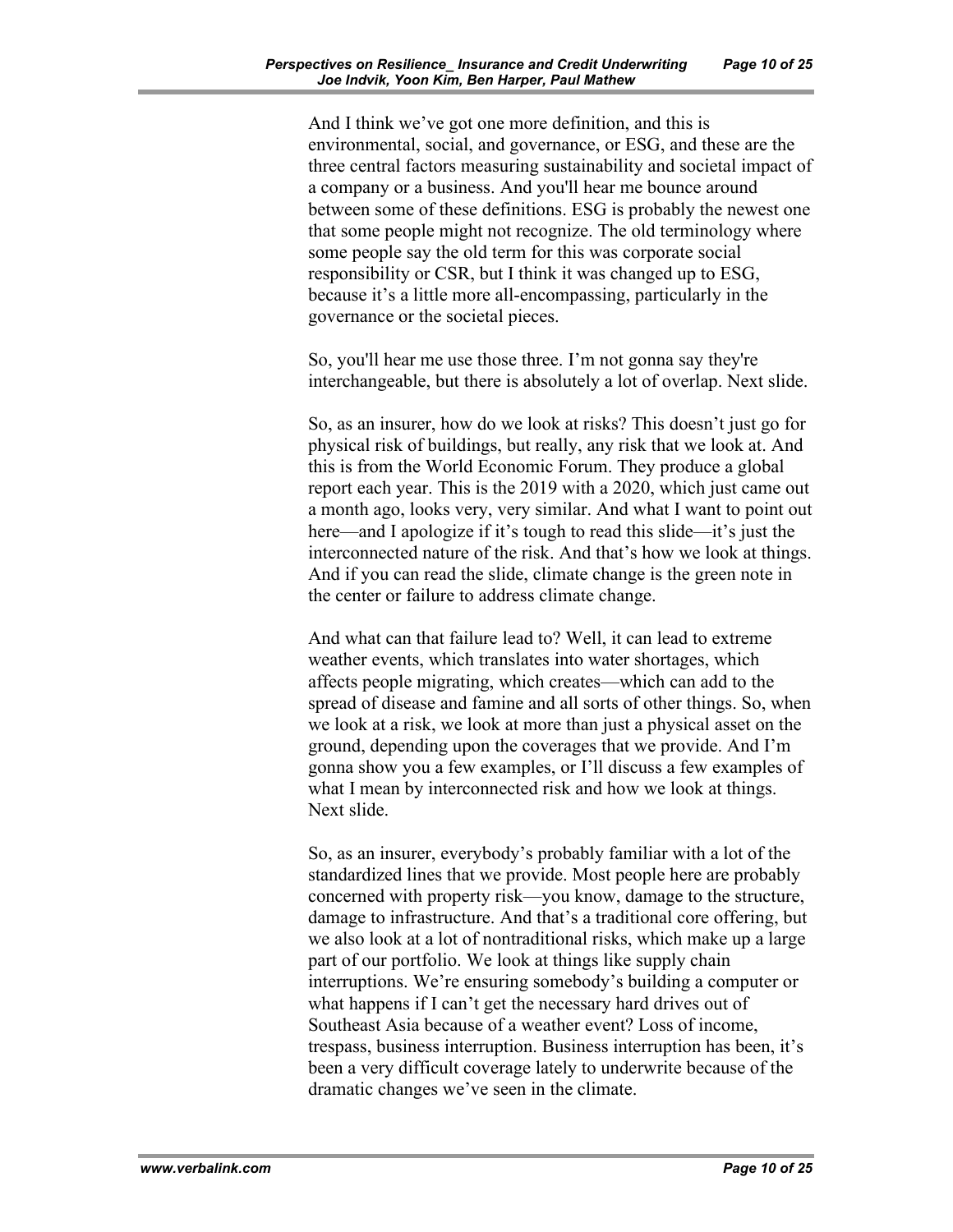And I think we've got one more definition, and this is environmental, social, and governance, or ESG, and these are the three central factors measuring sustainability and societal impact of a company or a business. And you'll hear me bounce around between some of these definitions. ESG is probably the newest one that some people might not recognize. The old terminology where some people say the old term for this was corporate social responsibility or CSR, but I think it was changed up to ESG, because it's a little more all-encompassing, particularly in the governance or the societal pieces.

So, you'll hear me use those three. I'm not gonna say they're interchangeable, but there is absolutely a lot of overlap. Next slide.

So, as an insurer, how do we look at risks? This doesn't just go for physical risk of buildings, but really, any risk that we look at. And this is from the World Economic Forum. They produce a global report each year. This is the 2019 with a 2020, which just came out a month ago, looks very, very similar. And what I want to point out here—and I apologize if it's tough to read this slide—it's just the interconnected nature of the risk. And that's how we look at things. And if you can read the slide, climate change is the green note in the center or failure to address climate change.

And what can that failure lead to? Well, it can lead to extreme weather events, which translates into water shortages, which affects people migrating, which creates—which can add to the spread of disease and famine and all sorts of other things. So, when we look at a risk, we look at more than just a physical asset on the ground, depending upon the coverages that we provide. And I'm gonna show you a few examples, or I'll discuss a few examples of what I mean by interconnected risk and how we look at things. Next slide.

So, as an insurer, everybody's probably familiar with a lot of the standardized lines that we provide. Most people here are probably concerned with property risk—you know, damage to the structure, damage to infrastructure. And that's a traditional core offering, but we also look at a lot of nontraditional risks, which make up a large part of our portfolio. We look at things like supply chain interruptions. We're ensuring somebody's building a computer or what happens if I can't get the necessary hard drives out of Southeast Asia because of a weather event? Loss of income, trespass, business interruption. Business interruption has been, it's been a very difficult coverage lately to underwrite because of the dramatic changes we've seen in the climate.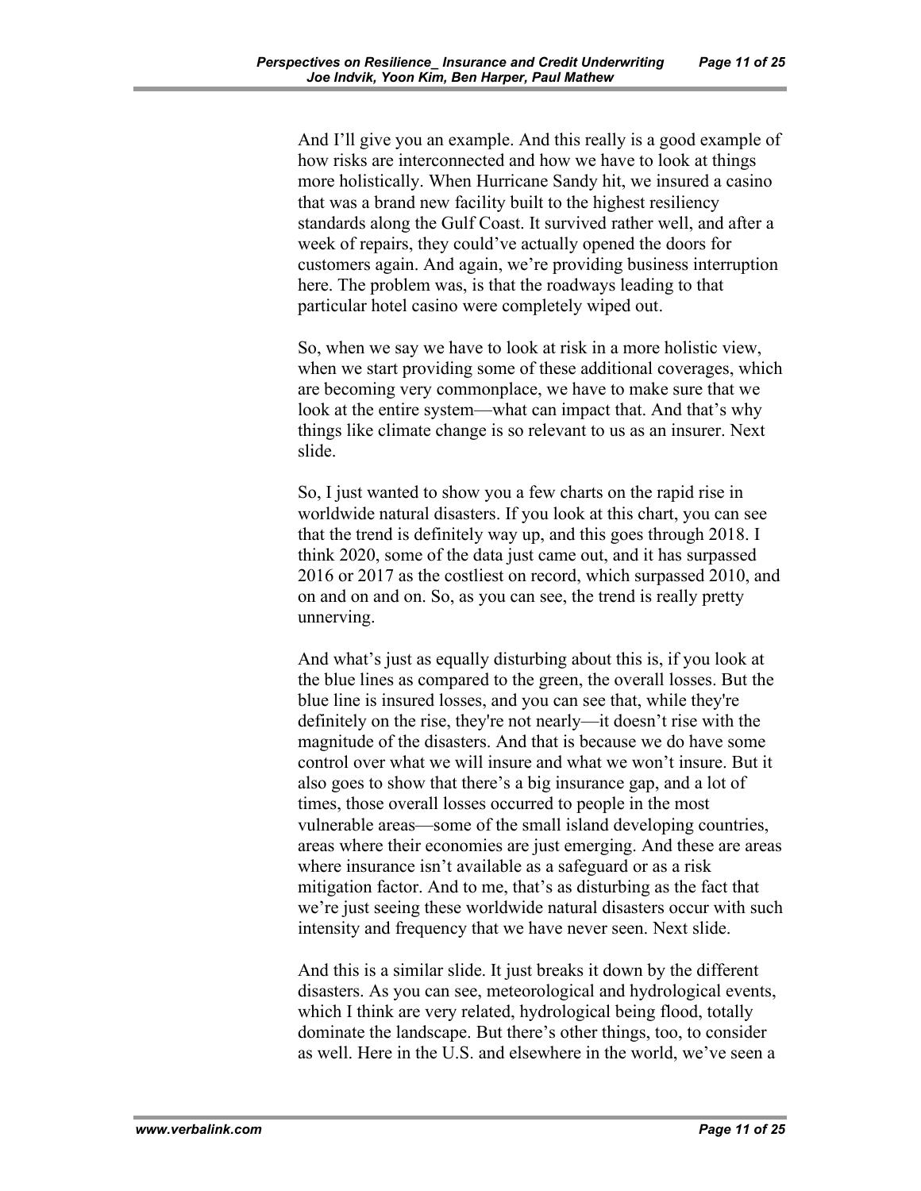And I'll give you an example. And this really is a good example of how risks are interconnected and how we have to look at things more holistically. When Hurricane Sandy hit, we insured a casino that was a brand new facility built to the highest resiliency standards along the Gulf Coast. It survived rather well, and after a week of repairs, they could've actually opened the doors for customers again. And again, we're providing business interruption here. The problem was, is that the roadways leading to that particular hotel casino were completely wiped out.

So, when we say we have to look at risk in a more holistic view, when we start providing some of these additional coverages, which are becoming very commonplace, we have to make sure that we look at the entire system—what can impact that. And that's why things like climate change is so relevant to us as an insurer. Next slide.

So, I just wanted to show you a few charts on the rapid rise in worldwide natural disasters. If you look at this chart, you can see that the trend is definitely way up, and this goes through 2018. I think 2020, some of the data just came out, and it has surpassed 2016 or 2017 as the costliest on record, which surpassed 2010, and on and on and on. So, as you can see, the trend is really pretty unnerving.

And what's just as equally disturbing about this is, if you look at the blue lines as compared to the green, the overall losses. But the blue line is insured losses, and you can see that, while they're definitely on the rise, they're not nearly—it doesn't rise with the magnitude of the disasters. And that is because we do have some control over what we will insure and what we won't insure. But it also goes to show that there's a big insurance gap, and a lot of times, those overall losses occurred to people in the most vulnerable areas—some of the small island developing countries, areas where their economies are just emerging. And these are areas where insurance isn't available as a safeguard or as a risk mitigation factor. And to me, that's as disturbing as the fact that we're just seeing these worldwide natural disasters occur with such intensity and frequency that we have never seen. Next slide.

And this is a similar slide. It just breaks it down by the different disasters. As you can see, meteorological and hydrological events, which I think are very related, hydrological being flood, totally dominate the landscape. But there's other things, too, to consider as well. Here in the U.S. and elsewhere in the world, we've seen a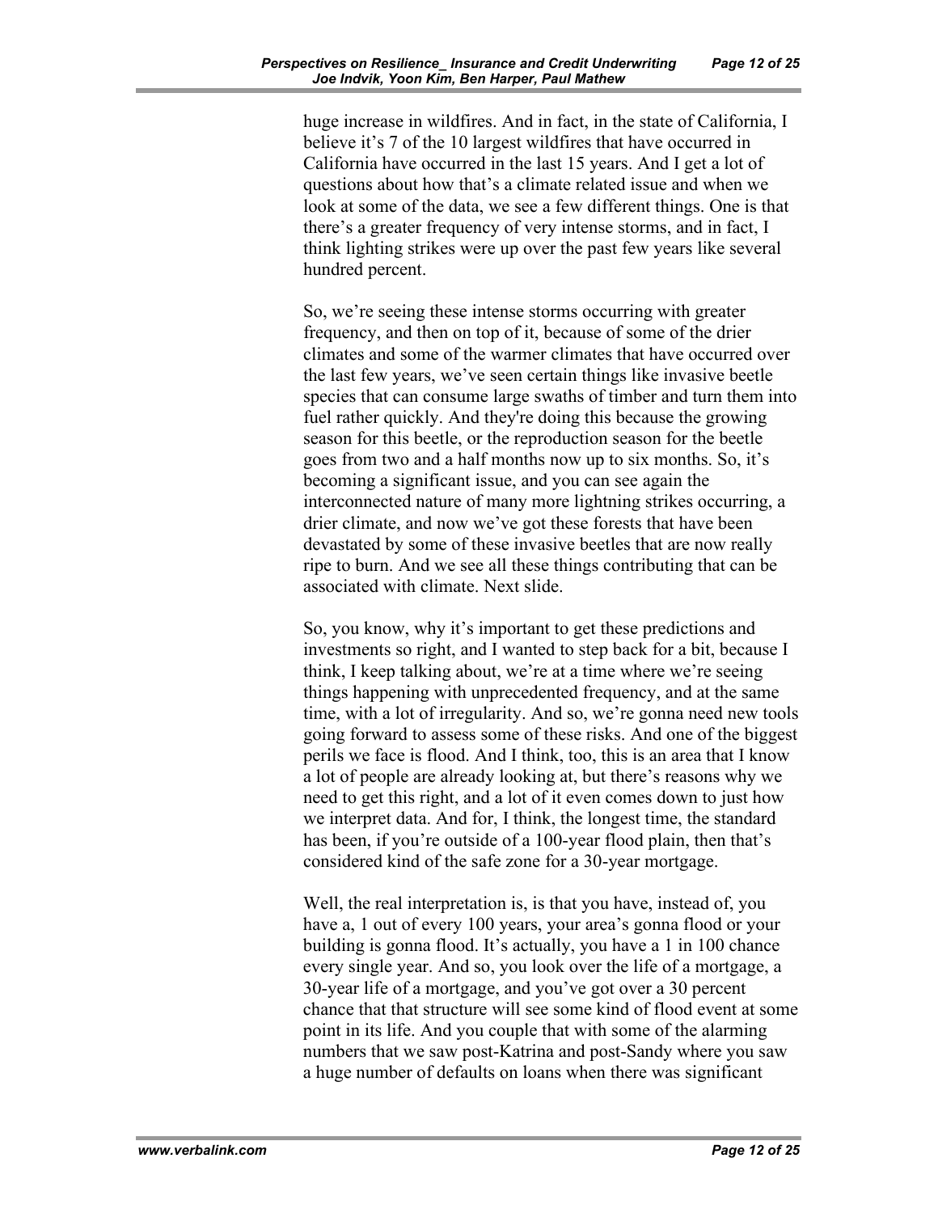huge increase in wildfires. And in fact, in the state of California, I believe it's 7 of the 10 largest wildfires that have occurred in California have occurred in the last 15 years. And I get a lot of questions about how that's a climate related issue and when we look at some of the data, we see a few different things. One is that there's a greater frequency of very intense storms, and in fact, I think lighting strikes were up over the past few years like several hundred percent.

So, we're seeing these intense storms occurring with greater frequency, and then on top of it, because of some of the drier climates and some of the warmer climates that have occurred over the last few years, we've seen certain things like invasive beetle species that can consume large swaths of timber and turn them into fuel rather quickly. And they're doing this because the growing season for this beetle, or the reproduction season for the beetle goes from two and a half months now up to six months. So, it's becoming a significant issue, and you can see again the interconnected nature of many more lightning strikes occurring, a drier climate, and now we've got these forests that have been devastated by some of these invasive beetles that are now really ripe to burn. And we see all these things contributing that can be associated with climate. Next slide.

So, you know, why it's important to get these predictions and investments so right, and I wanted to step back for a bit, because I think, I keep talking about, we're at a time where we're seeing things happening with unprecedented frequency, and at the same time, with a lot of irregularity. And so, we're gonna need new tools going forward to assess some of these risks. And one of the biggest perils we face is flood. And I think, too, this is an area that I know a lot of people are already looking at, but there's reasons why we need to get this right, and a lot of it even comes down to just how we interpret data. And for, I think, the longest time, the standard has been, if you're outside of a 100-year flood plain, then that's considered kind of the safe zone for a 30-year mortgage.

Well, the real interpretation is, is that you have, instead of, you have a, 1 out of every 100 years, your area's gonna flood or your building is gonna flood. It's actually, you have a 1 in 100 chance every single year. And so, you look over the life of a mortgage, a 30-year life of a mortgage, and you've got over a 30 percent chance that that structure will see some kind of flood event at some point in its life. And you couple that with some of the alarming numbers that we saw post-Katrina and post-Sandy where you saw a huge number of defaults on loans when there was significant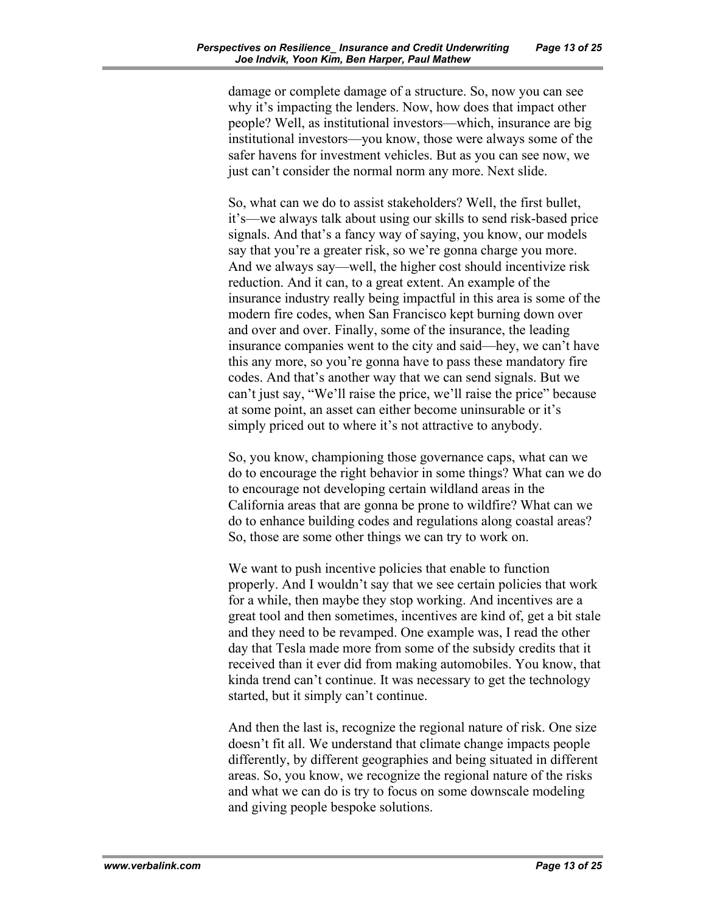damage or complete damage of a structure. So, now you can see why it's impacting the lenders. Now, how does that impact other people? Well, as institutional investors—which, insurance are big institutional investors—you know, those were always some of the safer havens for investment vehicles. But as you can see now, we just can't consider the normal norm any more. Next slide.

So, what can we do to assist stakeholders? Well, the first bullet, it's—we always talk about using our skills to send risk-based price signals. And that's a fancy way of saying, you know, our models say that you're a greater risk, so we're gonna charge you more. And we always say—well, the higher cost should incentivize risk reduction. And it can, to a great extent. An example of the insurance industry really being impactful in this area is some of the modern fire codes, when San Francisco kept burning down over and over and over. Finally, some of the insurance, the leading insurance companies went to the city and said—hey, we can't have this any more, so you're gonna have to pass these mandatory fire codes. And that's another way that we can send signals. But we can't just say, "We'll raise the price, we'll raise the price" because at some point, an asset can either become uninsurable or it's simply priced out to where it's not attractive to anybody.

So, you know, championing those governance caps, what can we do to encourage the right behavior in some things? What can we do to encourage not developing certain wildland areas in the California areas that are gonna be prone to wildfire? What can we do to enhance building codes and regulations along coastal areas? So, those are some other things we can try to work on.

We want to push incentive policies that enable to function properly. And I wouldn't say that we see certain policies that work for a while, then maybe they stop working. And incentives are a great tool and then sometimes, incentives are kind of, get a bit stale and they need to be revamped. One example was, I read the other day that Tesla made more from some of the subsidy credits that it received than it ever did from making automobiles. You know, that kinda trend can't continue. It was necessary to get the technology started, but it simply can't continue.

And then the last is, recognize the regional nature of risk. One size doesn't fit all. We understand that climate change impacts people differently, by different geographies and being situated in different areas. So, you know, we recognize the regional nature of the risks and what we can do is try to focus on some downscale modeling and giving people bespoke solutions.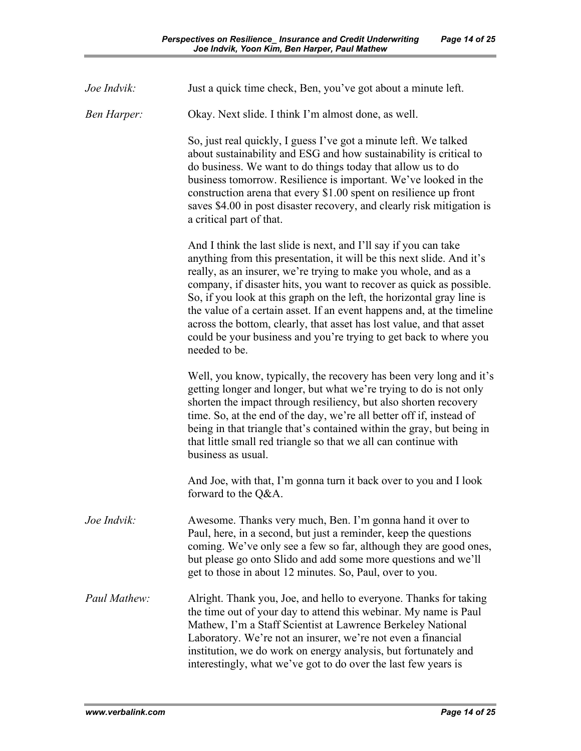*Joe Indvik:* Just a quick time check, Ben, you've got about a minute left.

*Ben Harper:* Okay. Next slide. I think I'm almost done, as well.

So, just real quickly, I guess I've got a minute left. We talked about sustainability and ESG and how sustainability is critical to do business. We want to do things today that allow us to do business tomorrow. Resilience is important. We've looked in the construction arena that every $1.00 spent on resilience up front saves $4.00 in post disaster recovery, and clearly risk mitigation is a critical part of that.

And I think the last slide is next, and I'll say if you can take anything from this presentation, it will be this next slide. And it's really, as an insurer, we're trying to make you whole, and as a company, if disaster hits, you want to recover as quick as possible. So, if you look at this graph on the left, the horizontal gray line is the value of a certain asset. If an event happens and, at the timeline across the bottom, clearly, that asset has lost value, and that asset could be your business and you're trying to get back to where you needed to be.

Well, you know, typically, the recovery has been very long and it's getting longer and longer, but what we're trying to do is not only shorten the impact through resiliency, but also shorten recovery time. So, at the end of the day, we're all better off if, instead of being in that triangle that's contained within the gray, but being in that little small red triangle so that we all can continue with business as usual.

And Joe, with that, I'm gonna turn it back over to you and I look forward to the Q&A.

*Joe Indvik:* Awesome. Thanks very much, Ben. I'm gonna hand it over to Paul, here, in a second, but just a reminder, keep the questions coming. We've only see a few so far, although they are good ones, but please go onto Slido and add some more questions and we'll get to those in about 12 minutes. So, Paul, over to you.

*Paul Mathew:* Alright. Thank you, Joe, and hello to everyone. Thanks for taking the time out of your day to attend this webinar. My name is Paul Mathew, I'm a Staff Scientist at Lawrence Berkeley National Laboratory. We're not an insurer, we're not even a financial institution, we do work on energy analysis, but fortunately and interestingly, what we've got to do over the last few years is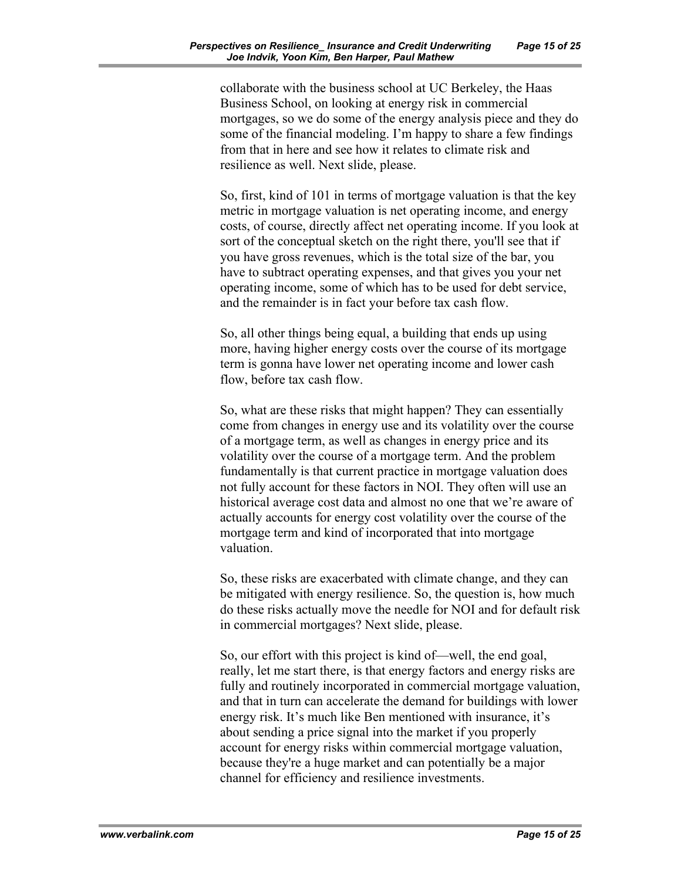collaborate with the business school at UC Berkeley, the Haas Business School, on looking at energy risk in commercial mortgages, so we do some of the energy analysis piece and they do some of the financial modeling. I'm happy to share a few findings from that in here and see how it relates to climate risk and resilience as well. Next slide, please.

So, first, kind of 101 in terms of mortgage valuation is that the key metric in mortgage valuation is net operating income, and energy costs, of course, directly affect net operating income. If you look at sort of the conceptual sketch on the right there, you'll see that if you have gross revenues, which is the total size of the bar, you have to subtract operating expenses, and that gives you your net operating income, some of which has to be used for debt service, and the remainder is in fact your before tax cash flow.

So, all other things being equal, a building that ends up using more, having higher energy costs over the course of its mortgage term is gonna have lower net operating income and lower cash flow, before tax cash flow.

So, what are these risks that might happen? They can essentially come from changes in energy use and its volatility over the course of a mortgage term, as well as changes in energy price and its volatility over the course of a mortgage term. And the problem fundamentally is that current practice in mortgage valuation does not fully account for these factors in NOI. They often will use an historical average cost data and almost no one that we're aware of actually accounts for energy cost volatility over the course of the mortgage term and kind of incorporated that into mortgage valuation.

So, these risks are exacerbated with climate change, and they can be mitigated with energy resilience. So, the question is, how much do these risks actually move the needle for NOI and for default risk in commercial mortgages? Next slide, please.

So, our effort with this project is kind of—well, the end goal, really, let me start there, is that energy factors and energy risks are fully and routinely incorporated in commercial mortgage valuation, and that in turn can accelerate the demand for buildings with lower energy risk. It's much like Ben mentioned with insurance, it's about sending a price signal into the market if you properly account for energy risks within commercial mortgage valuation, because they're a huge market and can potentially be a major channel for efficiency and resilience investments.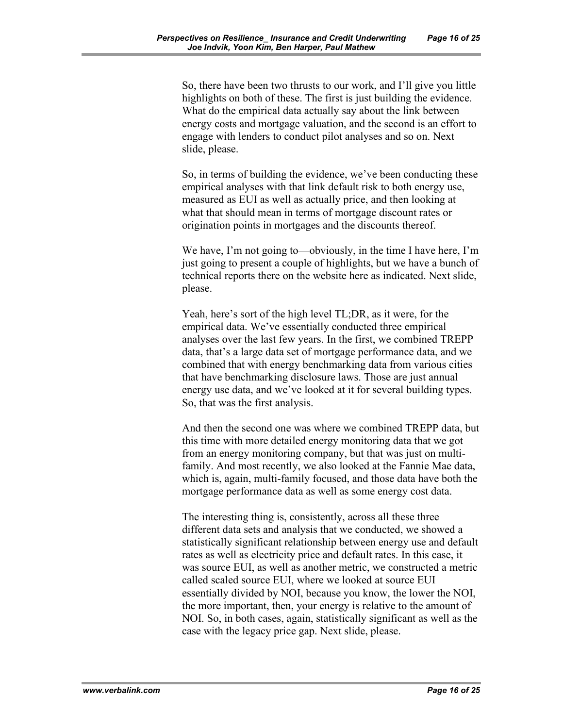So, there have been two thrusts to our work, and I'll give you little highlights on both of these. The first is just building the evidence. What do the empirical data actually say about the link between energy costs and mortgage valuation, and the second is an effort to engage with lenders to conduct pilot analyses and so on. Next slide, please.

So, in terms of building the evidence, we've been conducting these empirical analyses with that link default risk to both energy use, measured as EUI as well as actually price, and then looking at what that should mean in terms of mortgage discount rates or origination points in mortgages and the discounts thereof.

We have, I'm not going to—obviously, in the time I have here, I'm just going to present a couple of highlights, but we have a bunch of technical reports there on the website here as indicated. Next slide, please.

Yeah, here's sort of the high level TL;DR, as it were, for the empirical data. We've essentially conducted three empirical analyses over the last few years. In the first, we combined TREPP data, that's a large data set of mortgage performance data, and we combined that with energy benchmarking data from various cities that have benchmarking disclosure laws. Those are just annual energy use data, and we've looked at it for several building types. So, that was the first analysis.

And then the second one was where we combined TREPP data, but this time with more detailed energy monitoring data that we got from an energy monitoring company, but that was just on multi-family. And most recently, we also looked at the Fannie Mae data, which is, again, multi-family focused, and those data have both the mortgage performance data as well as some energy cost data.

The interesting thing is, consistently, across all these three different data sets and analysis that we conducted, we showed a statistically significant relationship between energy use and default rates as well as electricity price and default rates. In this case, it was source EUI, as well as another metric, we constructed a metric called scaled source EUI, where we looked at source EUI essentially divided by NOI, because you know, the lower the NOI, the more important, then, your energy is relative to the amount of NOI. So, in both cases, again, statistically significant as well as the case with the legacy price gap. Next slide, please.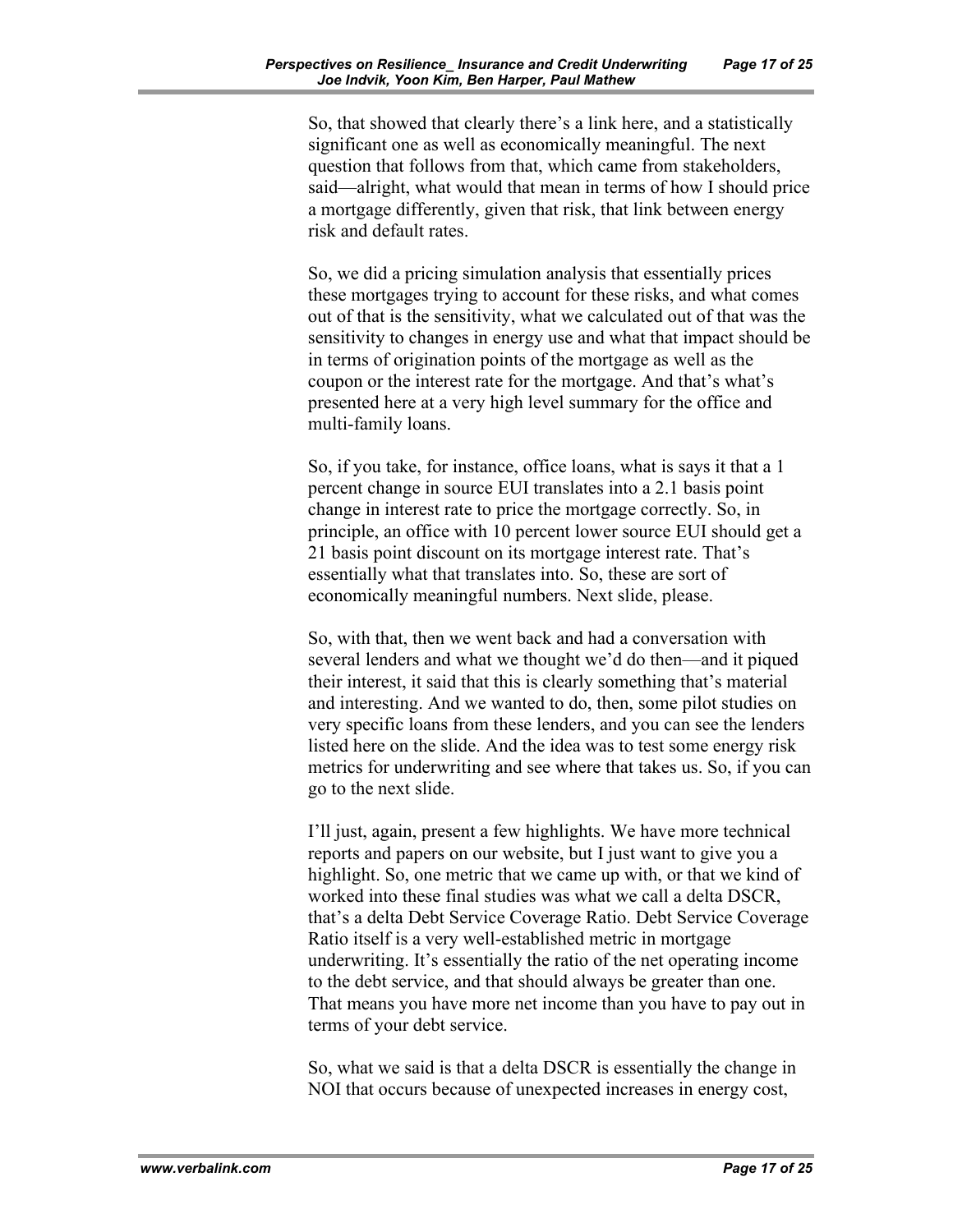So, that showed that clearly there's a link here, and a statistically significant one as well as economically meaningful. The next question that follows from that, which came from stakeholders, said—alright, what would that mean in terms of how I should price a mortgage differently, given that risk, that link between energy risk and default rates.

So, we did a pricing simulation analysis that essentially prices these mortgages trying to account for these risks, and what comes out of that is the sensitivity, what we calculated out of that was the sensitivity to changes in energy use and what that impact should be in terms of origination points of the mortgage as well as the coupon or the interest rate for the mortgage. And that's what's presented here at a very high level summary for the office and multi-family loans.

So, if you take, for instance, office loans, what is says it that a 1 percent change in source EUI translates into a 2.1 basis point change in interest rate to price the mortgage correctly. So, in principle, an office with 10 percent lower source EUI should get a 21 basis point discount on its mortgage interest rate. That's essentially what that translates into. So, these are sort of economically meaningful numbers. Next slide, please.

So, with that, then we went back and had a conversation with several lenders and what we thought we'd do then—and it piqued their interest, it said that this is clearly something that's material and interesting. And we wanted to do, then, some pilot studies on very specific loans from these lenders, and you can see the lenders listed here on the slide. And the idea was to test some energy risk metrics for underwriting and see where that takes us. So, if you can go to the next slide.

I'll just, again, present a few highlights. We have more technical reports and papers on our website, but I just want to give you a highlight. So, one metric that we came up with, or that we kind of worked into these final studies was what we call a delta DSCR, that's a delta Debt Service Coverage Ratio. Debt Service Coverage Ratio itself is a very well-established metric in mortgage underwriting. It's essentially the ratio of the net operating income to the debt service, and that should always be greater than one. That means you have more net income than you have to pay out in terms of your debt service.

So, what we said is that a delta DSCR is essentially the change in NOI that occurs because of unexpected increases in energy cost,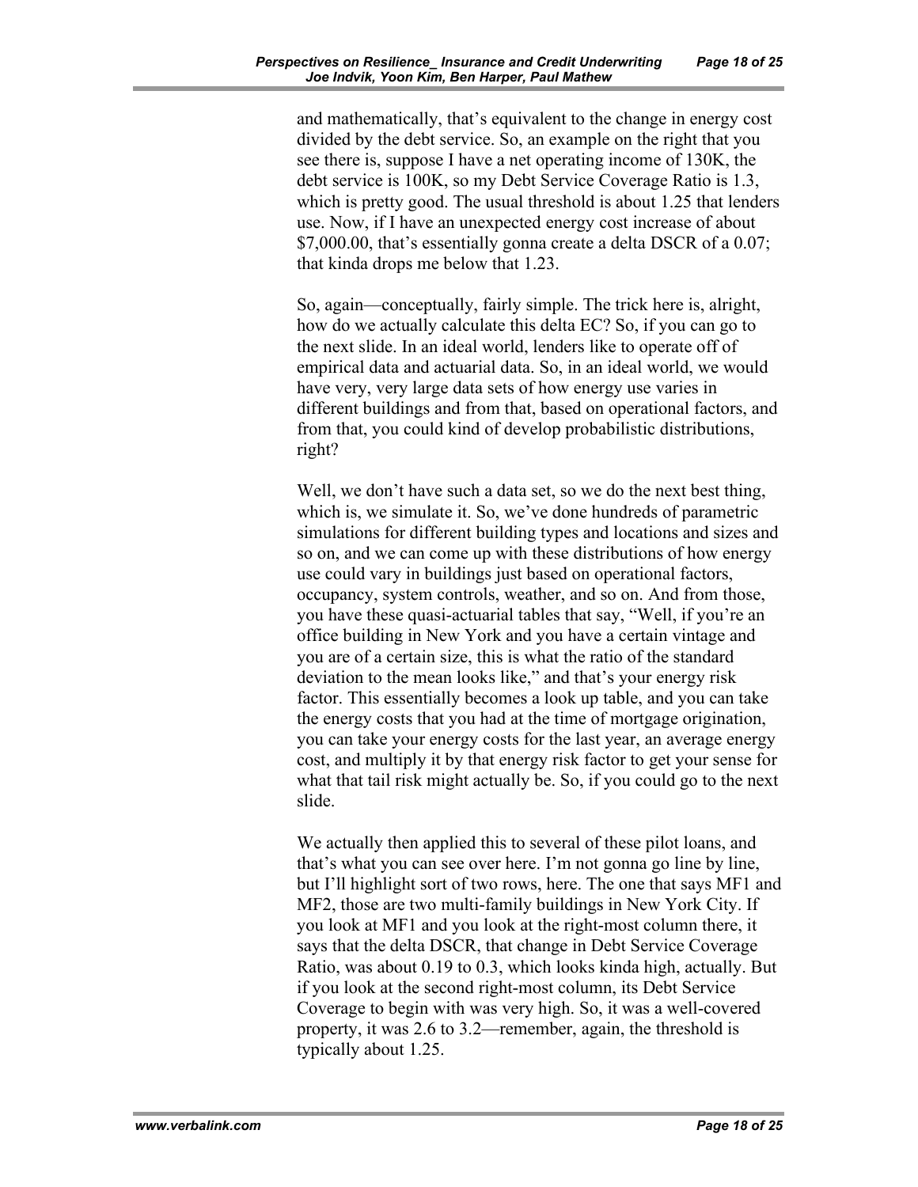and mathematically, that's equivalent to the change in energy cost divided by the debt service. So, an example on the right that you see there is, suppose I have a net operating income of 130K, the debt service is 100K, so my Debt Service Coverage Ratio is 1.3, which is pretty good. The usual threshold is about 1.25 that lenders use. Now, if I have an unexpected energy cost increase of about $7,000.00, that's essentially gonna create a delta DSCR of a 0.07; that kinda drops me below that 1.23.

So, again—conceptually, fairly simple. The trick here is, alright, how do we actually calculate this delta EC? So, if you can go to the next slide. In an ideal world, lenders like to operate off of empirical data and actuarial data. So, in an ideal world, we would have very, very large data sets of how energy use varies in different buildings and from that, based on operational factors, and from that, you could kind of develop probabilistic distributions, right?

Well, we don't have such a data set, so we do the next best thing, which is, we simulate it. So, we've done hundreds of parametric simulations for different building types and locations and sizes and so on, and we can come up with these distributions of how energy use could vary in buildings just based on operational factors, occupancy, system controls, weather, and so on. And from those, you have these quasi-actuarial tables that say, "Well, if you're an office building in New York and you have a certain vintage and you are of a certain size, this is what the ratio of the standard deviation to the mean looks like," and that's your energy risk factor. This essentially becomes a look up table, and you can take the energy costs that you had at the time of mortgage origination, you can take your energy costs for the last year, an average energy cost, and multiply it by that energy risk factor to get your sense for what that tail risk might actually be. So, if you could go to the next slide.

We actually then applied this to several of these pilot loans, and that's what you can see over here. I'm not gonna go line by line, but I'll highlight sort of two rows, here. The one that says MF1 and MF2, those are two multi-family buildings in New York City. If you look at MF1 and you look at the right-most column there, it says that the delta DSCR, that change in Debt Service Coverage Ratio, was about 0.19 to 0.3, which looks kinda high, actually. But if you look at the second right-most column, its Debt Service Coverage to begin with was very high. So, it was a well-covered property, it was 2.6 to 3.2—remember, again, the threshold is typically about 1.25.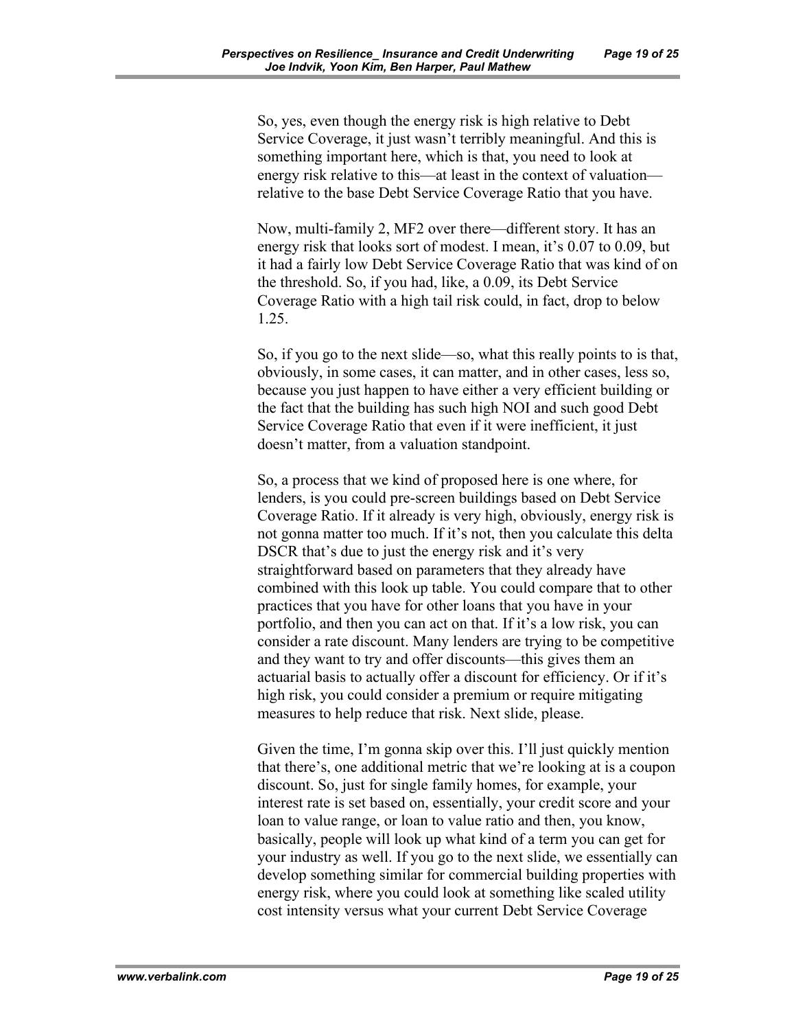So, yes, even though the energy risk is high relative to Debt Service Coverage, it just wasn't terribly meaningful. And this is something important here, which is that, you need to look at energy risk relative to this—at least in the context of valuation—relative to the base Debt Service Coverage Ratio that you have.

Now, multi-family 2, MF2 over there—different story. It has an energy risk that looks sort of modest. I mean, it's 0.07 to 0.09, but it had a fairly low Debt Service Coverage Ratio that was kind of on the threshold. So, if you had, like, a 0.09, its Debt Service Coverage Ratio with a high tail risk could, in fact, drop to below 1.25.

So, if you go to the next slide—so, what this really points to is that, obviously, in some cases, it can matter, and in other cases, less so, because you just happen to have either a very efficient building or the fact that the building has such high NOI and such good Debt Service Coverage Ratio that even if it were inefficient, it just doesn't matter, from a valuation standpoint.

So, a process that we kind of proposed here is one where, for lenders, is you could pre-screen buildings based on Debt Service Coverage Ratio. If it already is very high, obviously, energy risk is not gonna matter too much. If it's not, then you calculate this delta DSCR that's due to just the energy risk and it's very straightforward based on parameters that they already have combined with this look up table. You could compare that to other practices that you have for other loans that you have in your portfolio, and then you can act on that. If it's a low risk, you can consider a rate discount. Many lenders are trying to be competitive and they want to try and offer discounts—this gives them an actuarial basis to actually offer a discount for efficiency. Or if it's high risk, you could consider a premium or require mitigating measures to help reduce that risk. Next slide, please.

Given the time, I'm gonna skip over this. I'll just quickly mention that there's, one additional metric that we're looking at is a coupon discount. So, just for single family homes, for example, your interest rate is set based on, essentially, your credit score and your loan to value range, or loan to value ratio and then, you know, basically, people will look up what kind of a term you can get for your industry as well. If you go to the next slide, we essentially can develop something similar for commercial building properties with energy risk, where you could look at something like scaled utility cost intensity versus what your current Debt Service Coverage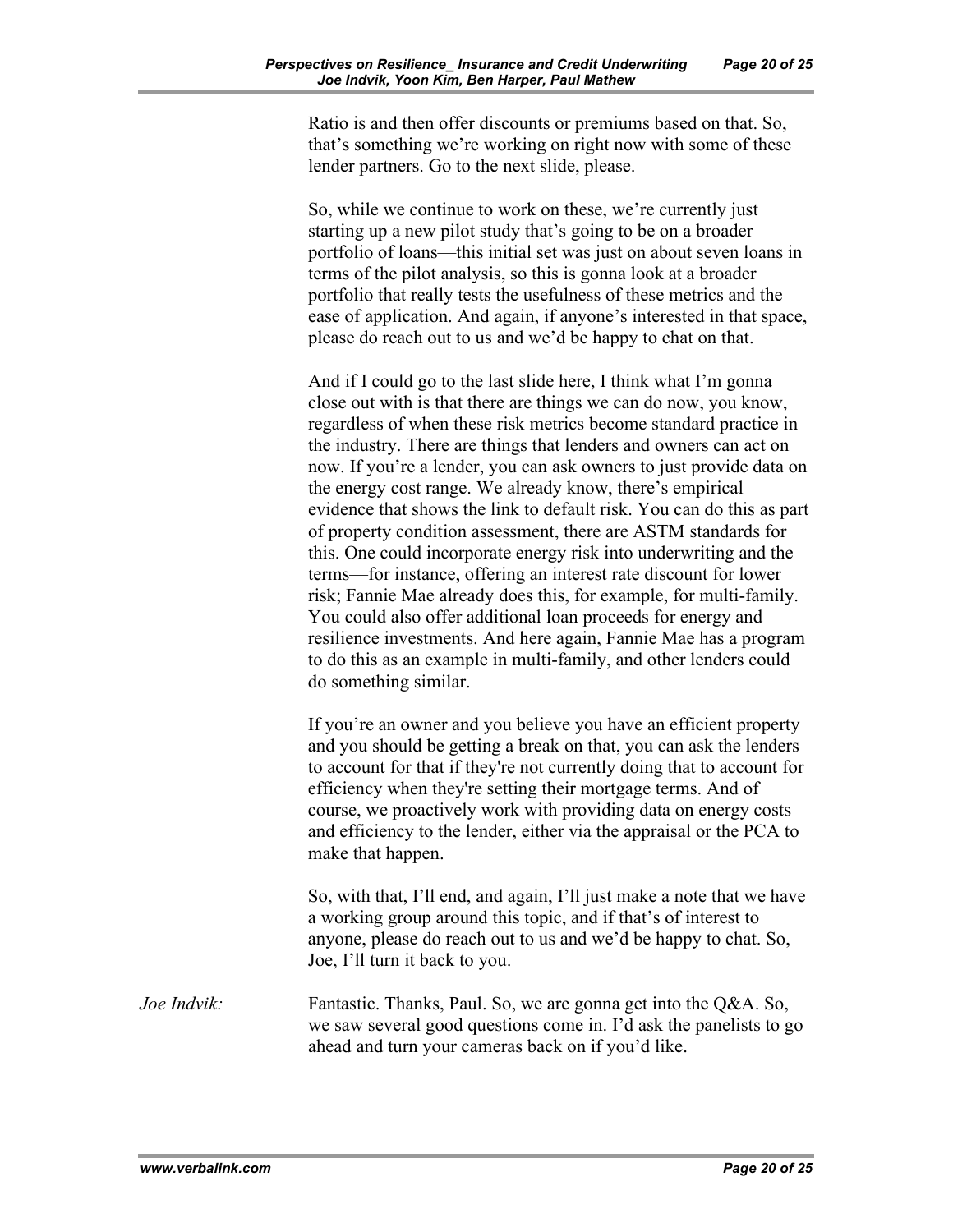Ratio is and then offer discounts or premiums based on that. So, that's something we're working on right now with some of these lender partners. Go to the next slide, please.

So, while we continue to work on these, we're currently just starting up a new pilot study that's going to be on a broader portfolio of loans—this initial set was just on about seven loans in terms of the pilot analysis, so this is gonna look at a broader portfolio that really tests the usefulness of these metrics and the ease of application. And again, if anyone's interested in that space, please do reach out to us and we'd be happy to chat on that.

And if I could go to the last slide here, I think what I'm gonna close out with is that there are things we can do now, you know, regardless of when these risk metrics become standard practice in the industry. There are things that lenders and owners can act on now. If you're a lender, you can ask owners to just provide data on the energy cost range. We already know, there's empirical evidence that shows the link to default risk. You can do this as part of property condition assessment, there are ASTM standards for this. One could incorporate energy risk into underwriting and the terms—for instance, offering an interest rate discount for lower risk; Fannie Mae already does this, for example, for multi-family. You could also offer additional loan proceeds for energy and resilience investments. And here again, Fannie Mae has a program to do this as an example in multi-family, and other lenders could do something similar.

If you're an owner and you believe you have an efficient property and you should be getting a break on that, you can ask the lenders to account for that if they're not currently doing that to account for efficiency when they're setting their mortgage terms. And of course, we proactively work with providing data on energy costs and efficiency to the lender, either via the appraisal or the PCA to make that happen.

So, with that, I'll end, and again, I'll just make a note that we have a working group around this topic, and if that's of interest to anyone, please do reach out to us and we'd be happy to chat. So, Joe, I'll turn it back to you.

*Joe Indvik:* Fantastic. Thanks, Paul. So, we are gonna get into the Q&A. So, we saw several good questions come in. I'd ask the panelists to go ahead and turn your cameras back on if you'd like.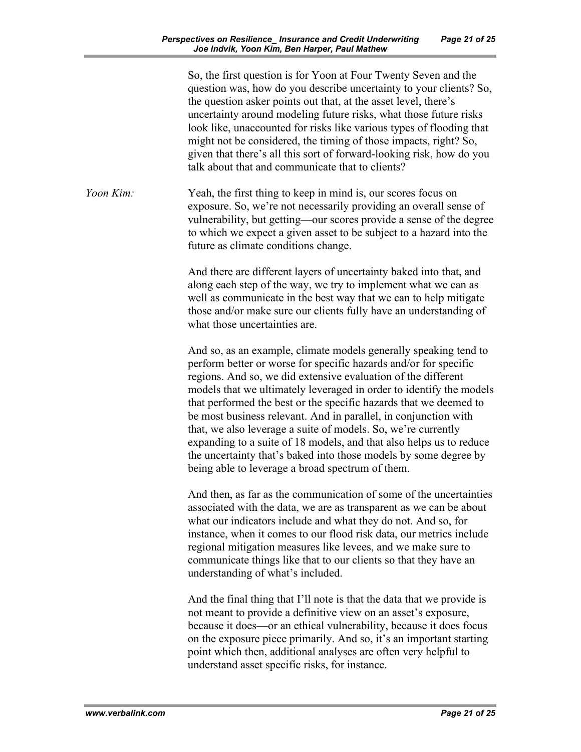So, the first question is for Yoon at Four Twenty Seven and the question was, how do you describe uncertainty to your clients? So, the question asker points out that, at the asset level, there's uncertainty around modeling future risks, what those future risks look like, unaccounted for risks like various types of flooding that might not be considered, the timing of those impacts, right? So, given that there's all this sort of forward-looking risk, how do you talk about that and communicate that to clients?

*Yoon Kim:* Yeah, the first thing to keep in mind is, our scores focus on exposure. So, we're not necessarily providing an overall sense of vulnerability, but getting—our scores provide a sense of the degree to which we expect a given asset to be subject to a hazard into the future as climate conditions change.

And there are different layers of uncertainty baked into that, and along each step of the way, we try to implement what we can as well as communicate in the best way that we can to help mitigate those and/or make sure our clients fully have an understanding of what those uncertainties are.

And so, as an example, climate models generally speaking tend to perform better or worse for specific hazards and/or for specific regions. And so, we did extensive evaluation of the different models that we ultimately leveraged in order to identify the models that performed the best or the specific hazards that we deemed to be most business relevant. And in parallel, in conjunction with that, we also leverage a suite of models. So, we're currently expanding to a suite of 18 models, and that also helps us to reduce the uncertainty that's baked into those models by some degree by being able to leverage a broad spectrum of them.

And then, as far as the communication of some of the uncertainties associated with the data, we are as transparent as we can be about what our indicators include and what they do not. And so, for instance, when it comes to our flood risk data, our metrics include regional mitigation measures like levees, and we make sure to communicate things like that to our clients so that they have an understanding of what's included.

And the final thing that I'll note is that the data that we provide is not meant to provide a definitive view on an asset's exposure, because it does—or an ethical vulnerability, because it does focus on the exposure piece primarily. And so, it's an important starting point which then, additional analyses are often very helpful to understand asset specific risks, for instance.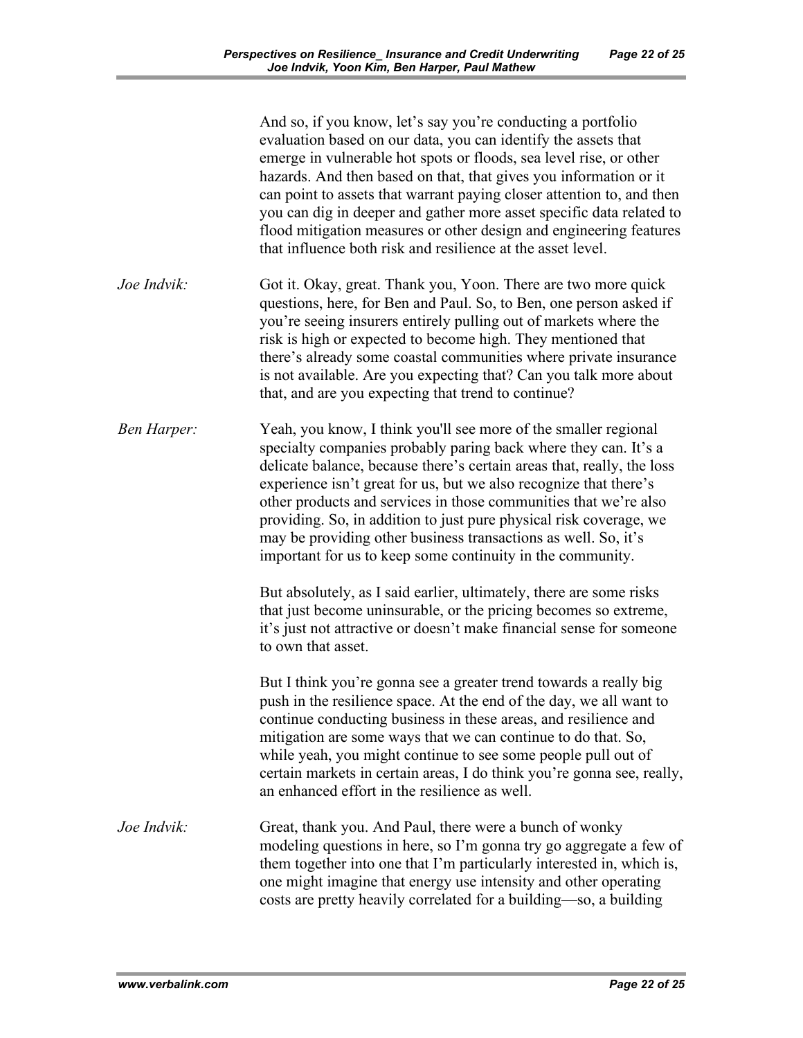And so, if you know, let's say you're conducting a portfolio evaluation based on our data, you can identify the assets that emerge in vulnerable hot spots or floods, sea level rise, or other hazards. And then based on that, that gives you information or it can point to assets that warrant paying closer attention to, and then you can dig in deeper and gather more asset specific data related to flood mitigation measures or other design and engineering features that influence both risk and resilience at the asset level.

*Joe Indvik:* Got it. Okay, great. Thank you, Yoon. There are two more quick questions, here, for Ben and Paul. So, to Ben, one person asked if you're seeing insurers entirely pulling out of markets where the risk is high or expected to become high. They mentioned that there's already some coastal communities where private insurance is not available. Are you expecting that? Can you talk more about that, and are you expecting that trend to continue?

*Ben Harper:* Yeah, you know, I think you'll see more of the smaller regional specialty companies probably paring back where they can. It's a delicate balance, because there's certain areas that, really, the loss experience isn't great for us, but we also recognize that there's other products and services in those communities that we're also providing. So, in addition to just pure physical risk coverage, we may be providing other business transactions as well. So, it's important for us to keep some continuity in the community.

But absolutely, as I said earlier, ultimately, there are some risks that just become uninsurable, or the pricing becomes so extreme, it's just not attractive or doesn't make financial sense for someone to own that asset.

But I think you're gonna see a greater trend towards a really big push in the resilience space. At the end of the day, we all want to continue conducting business in these areas, and resilience and mitigation are some ways that we can continue to do that. So, while yeah, you might continue to see some people pull out of certain markets in certain areas, I do think you're gonna see, really, an enhanced effort in the resilience as well.

*Joe Indvik:* Great, thank you. And Paul, there were a bunch of wonky modeling questions in here, so I'm gonna try go aggregate a few of them together into one that I'm particularly interested in, which is, one might imagine that energy use intensity and other operating costs are pretty heavily correlated for a building—so, a building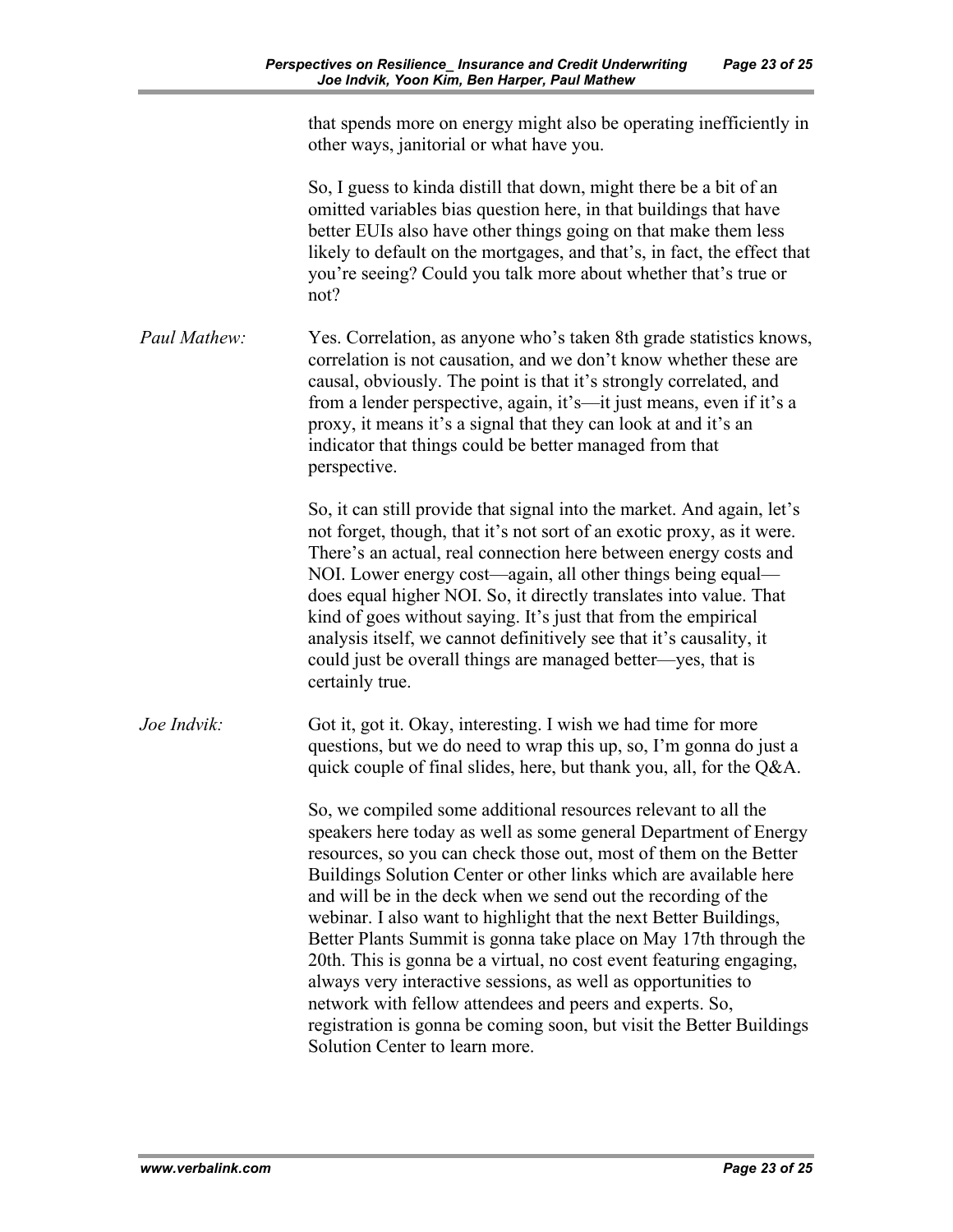that spends more on energy might also be operating inefficiently in other ways, janitorial or what have you.

So, I guess to kinda distill that down, might there be a bit of an omitted variables bias question here, in that buildings that have better EUIs also have other things going on that make them less likely to default on the mortgages, and that's, in fact, the effect that you're seeing? Could you talk more about whether that's true or not?

*Paul Mathew:* Yes. Correlation, as anyone who's taken 8th grade statistics knows, correlation is not causation, and we don't know whether these are causal, obviously. The point is that it's strongly correlated, and from a lender perspective, again, it's—it just means, even if it's a proxy, it means it's a signal that they can look at and it's an indicator that things could be better managed from that perspective.

So, it can still provide that signal into the market. And again, let's not forget, though, that it's not sort of an exotic proxy, as it were. There's an actual, real connection here between energy costs and NOI. Lower energy cost—again, all other things being equal—does equal higher NOI. So, it directly translates into value. That kind of goes without saying. It's just that from the empirical analysis itself, we cannot definitively see that it's causality, it could just be overall things are managed better—yes, that is certainly true.

*Joe Indvik:* Got it, got it. Okay, interesting. I wish we had time for more questions, but we do need to wrap this up, so, I'm gonna do just a quick couple of final slides, here, but thank you, all, for the Q&A.

So, we compiled some additional resources relevant to all the speakers here today as well as some general Department of Energy resources, so you can check those out, most of them on the Better Buildings Solution Center or other links which are available here and will be in the deck when we send out the recording of the webinar. I also want to highlight that the next Better Buildings, Better Plants Summit is gonna take place on May 17th through the 20th. This is gonna be a virtual, no cost event featuring engaging, always very interactive sessions, as well as opportunities to network with fellow attendees and peers and experts. So, registration is gonna be coming soon, but visit the Better Buildings Solution Center to learn more.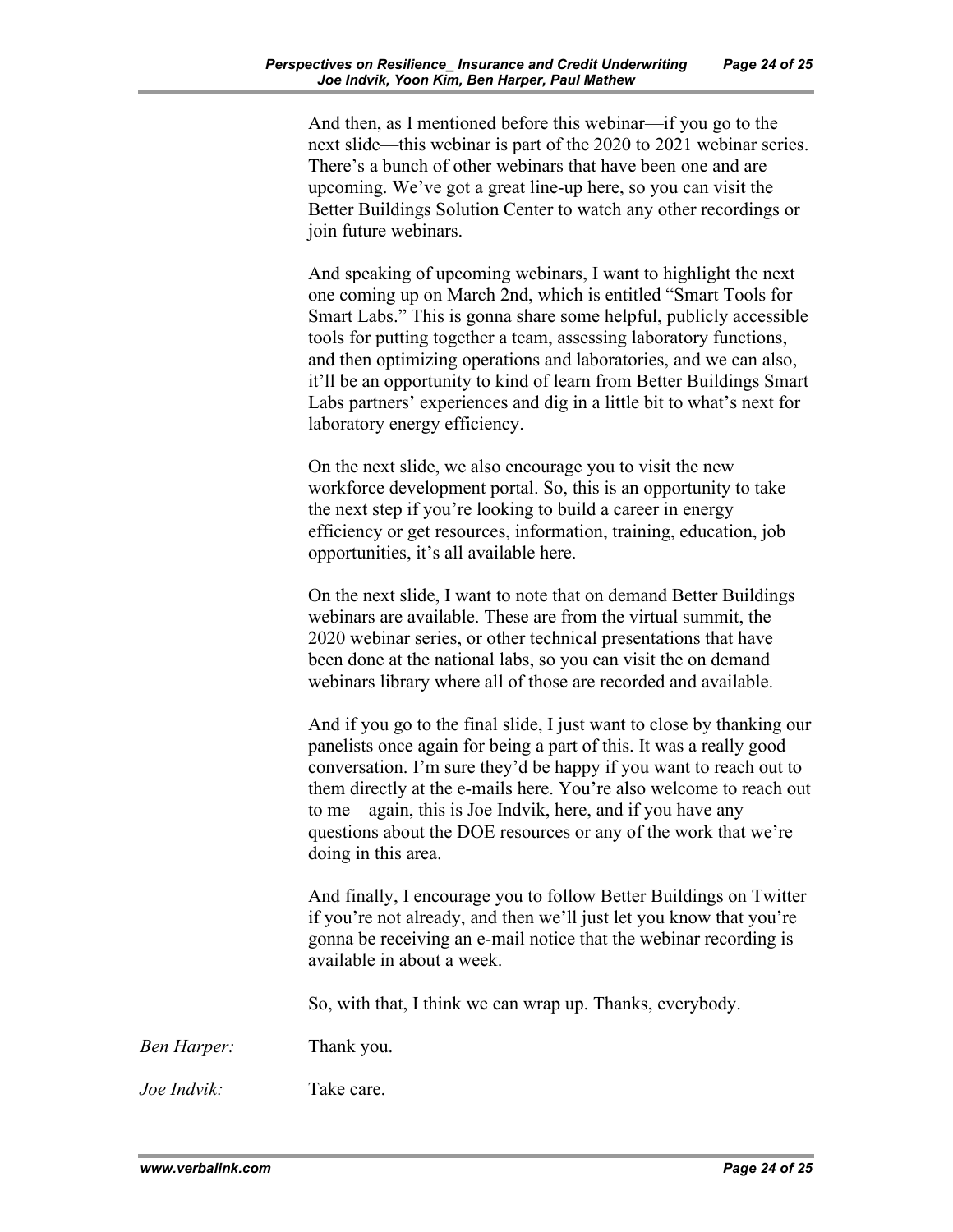And then, as I mentioned before this webinar—if you go to the next slide—this webinar is part of the 2020 to 2021 webinar series. There's a bunch of other webinars that have been one and are upcoming. We've got a great line-up here, so you can visit the Better Buildings Solution Center to watch any other recordings or join future webinars.

And speaking of upcoming webinars, I want to highlight the next one coming up on March 2nd, which is entitled "Smart Tools for Smart Labs." This is gonna share some helpful, publicly accessible tools for putting together a team, assessing laboratory functions, and then optimizing operations and laboratories, and we can also, it'll be an opportunity to kind of learn from Better Buildings Smart Labs partners' experiences and dig in a little bit to what's next for laboratory energy efficiency.

On the next slide, we also encourage you to visit the new workforce development portal. So, this is an opportunity to take the next step if you're looking to build a career in energy efficiency or get resources, information, training, education, job opportunities, it's all available here.

On the next slide, I want to note that on demand Better Buildings webinars are available. These are from the virtual summit, the 2020 webinar series, or other technical presentations that have been done at the national labs, so you can visit the on demand webinars library where all of those are recorded and available.

And if you go to the final slide, I just want to close by thanking our panelists once again for being a part of this. It was a really good conversation. I'm sure they'd be happy if you want to reach out to them directly at the e-mails here. You're also welcome to reach out to me—again, this is Joe Indvik, here, and if you have any questions about the DOE resources or any of the work that we're doing in this area.

And finally, I encourage you to follow Better Buildings on Twitter if you're not already, and then we'll just let you know that you're gonna be receiving an e-mail notice that the webinar recording is available in about a week.

So, with that, I think we can wrap up. Thanks, everybody.

*Ben Harper:* Thank you.

*Joe Indvik:* Take care.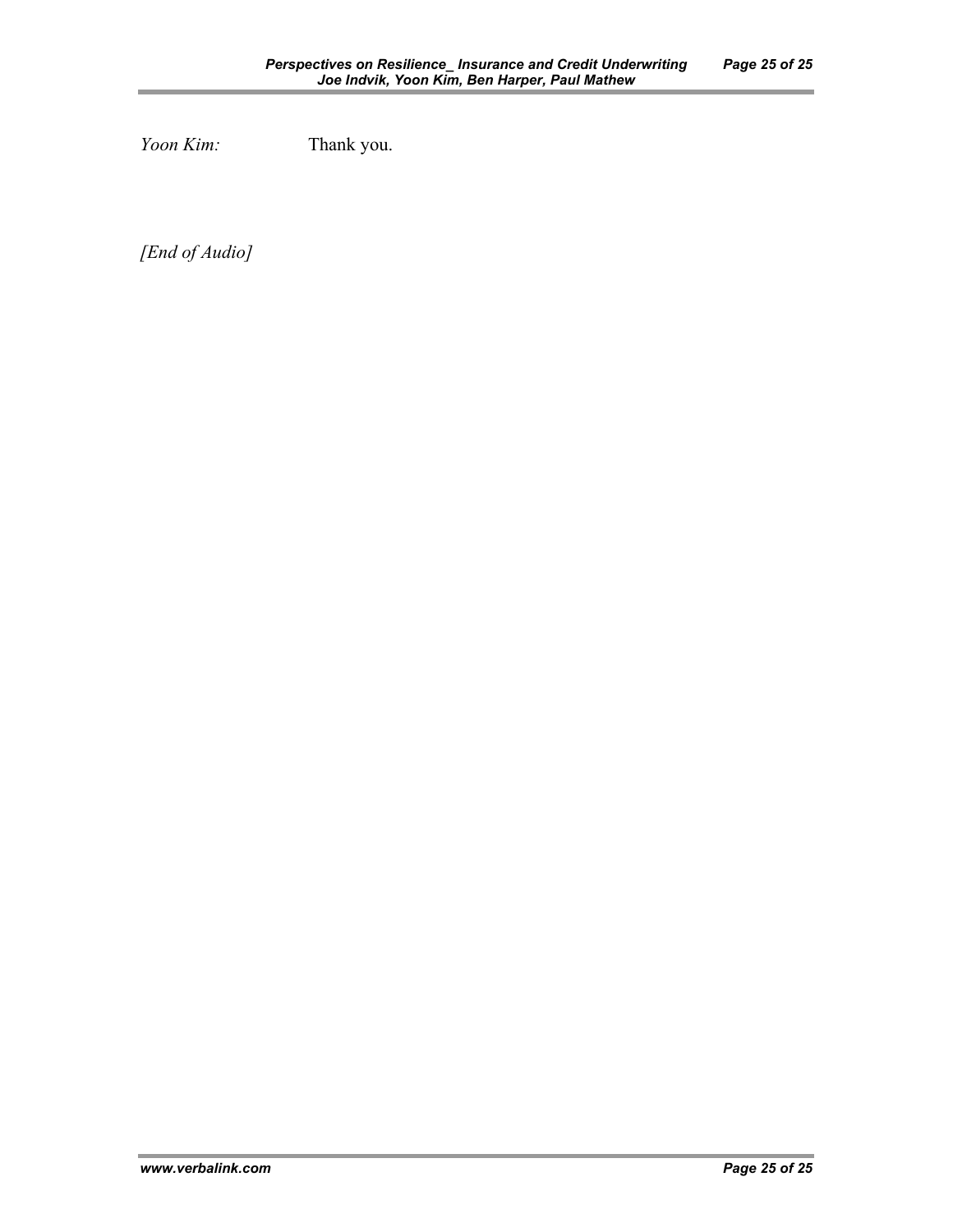*Yoon Kim:* Thank you.

*[End of Audio]*